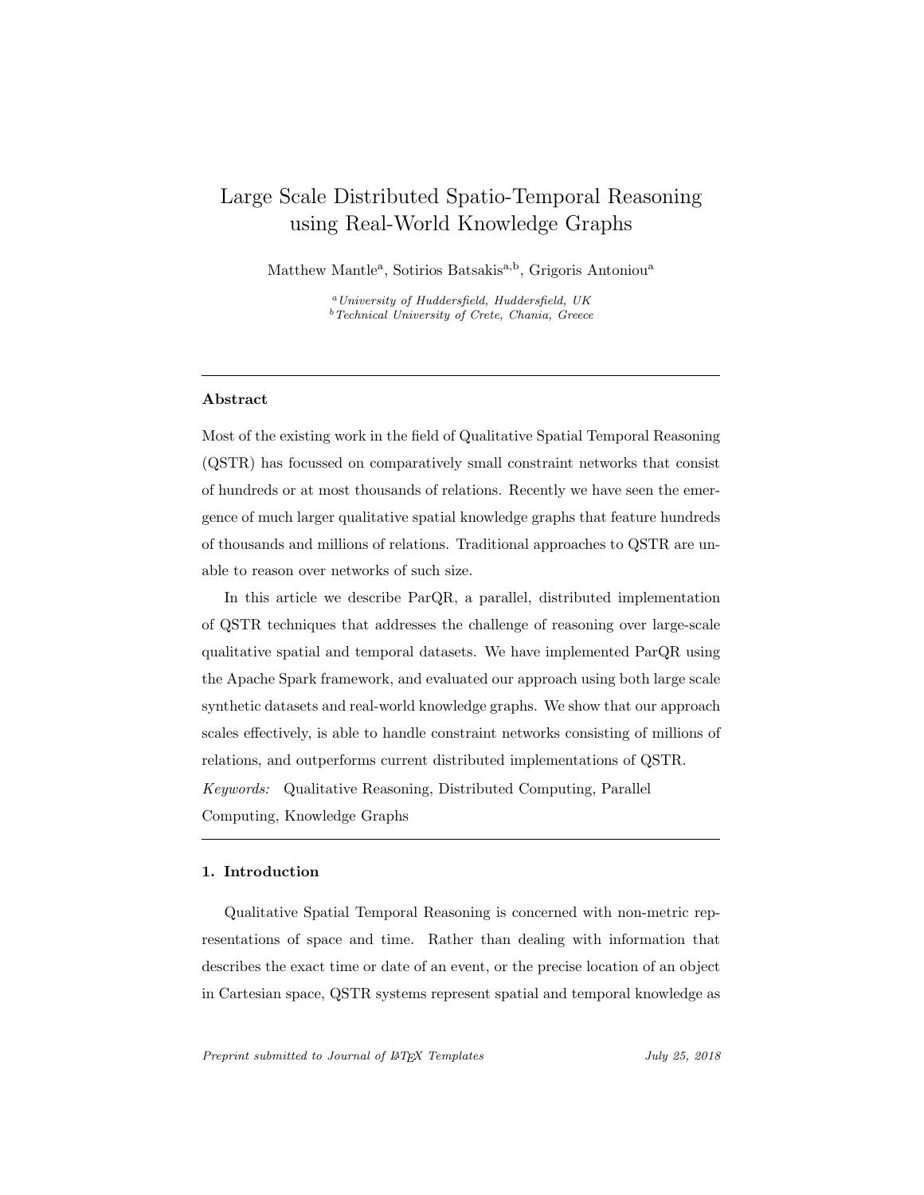# Large Scale Distributed Spatio-Temporal Reasoning using Real-World Knowledge Graphs

Matthew Mantle[a], Sotirios Batsakis[a,b], Grigoris Antoniou[a]

[a] *University of Huddersfield, Huddersfield, UK*
[b] *Technical University of Crete, Chania, Greece*

---

## Abstract

Most of the existing work in the field of Qualitative Spatial Temporal Reasoning (QSTR) has focussed on comparatively small constraint networks that consist of hundreds or at most thousands of relations. Recently we have seen the emergence of much larger qualitative spatial knowledge graphs that feature hundreds of thousands and millions of relations. Traditional approaches to QSTR are unable to reason over networks of such size.

In this article we describe ParQR, a parallel, distributed implementation of QSTR techniques that addresses the challenge of reasoning over large-scale qualitative spatial and temporal datasets. We have implemented ParQR using the Apache Spark framework, and evaluated our approach using both large scale synthetic datasets and real-world knowledge graphs. We show that our approach scales effectively, is able to handle constraint networks consisting of millions of relations, and outperforms current distributed implementations of QSTR.

*Keywords:* Qualitative Reasoning, Distributed Computing, Parallel Computing, Knowledge Graphs

---

## 1. Introduction

Qualitative Spatial Temporal Reasoning is concerned with non-metric representations of space and time. Rather than dealing with information that describes the exact time or date of an event, or the precise location of an object in Cartesian space, QSTR systems represent spatial and temporal knowledge as

*Preprint submitted to Journal of LaTeX Templates* July 25, 2018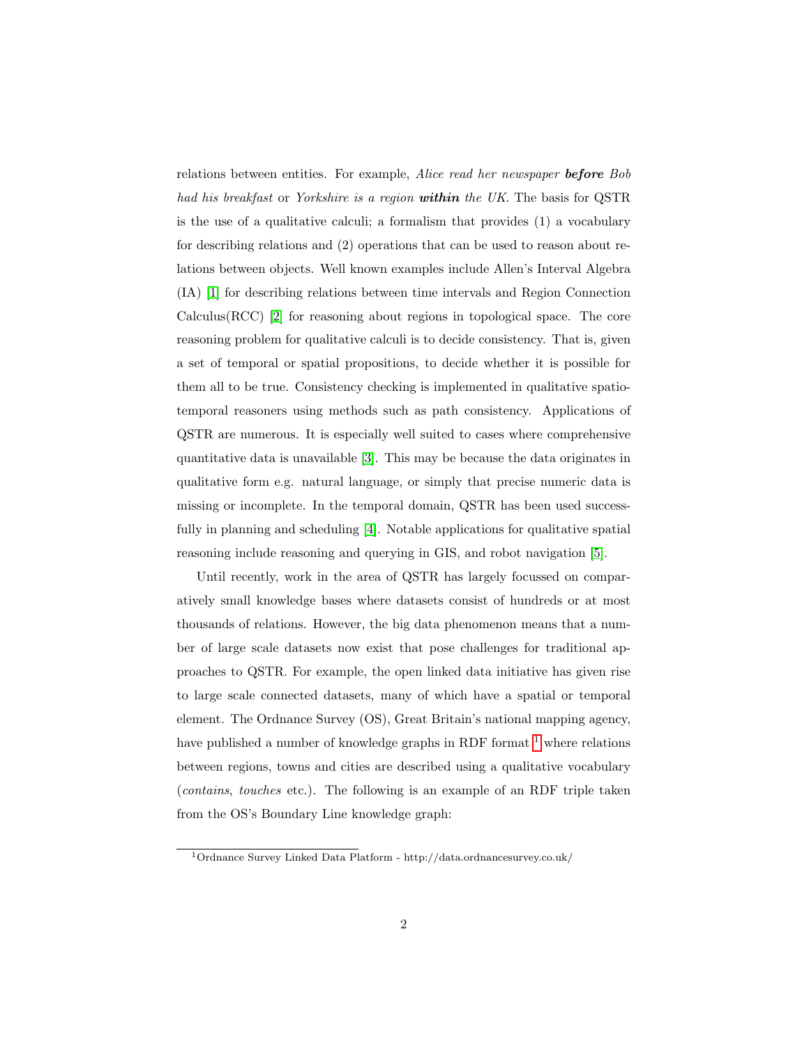relations between entities. For example, *Alice read her newspaper **before** Bob had his breakfast* or *Yorkshire is a region **within** the UK*. The basis for QSTR is the use of a qualitative calculi; a formalism that provides (1) a vocabulary for describing relations and (2) operations that can be used to reason about relations between objects. Well known examples include Allen's Interval Algebra (IA) [1] for describing relations between time intervals and Region Connection Calculus(RCC) [2] for reasoning about regions in topological space. The core reasoning problem for qualitative calculi is to decide consistency. That is, given a set of temporal or spatial propositions, to decide whether it is possible for them all to be true. Consistency checking is implemented in qualitative spatio-temporal reasoners using methods such as path consistency. Applications of QSTR are numerous. It is especially well suited to cases where comprehensive quantitative data is unavailable [3]. This may be because the data originates in qualitative form e.g. natural language, or simply that precise numeric data is missing or incomplete. In the temporal domain, QSTR has been used successfully in planning and scheduling [4]. Notable applications for qualitative spatial reasoning include reasoning and querying in GIS, and robot navigation [5].

Until recently, work in the area of QSTR has largely focussed on comparatively small knowledge bases where datasets consist of hundreds or at most thousands of relations. However, the big data phenomenon means that a number of large scale datasets now exist that pose challenges for traditional approaches to QSTR. For example, the open linked data initiative has given rise to large scale connected datasets, many of which have a spatial or temporal element. The Ordnance Survey (OS), Great Britain's national mapping agency, have published a number of knowledge graphs in RDF format [1] where relations between regions, towns and cities are described using a qualitative vocabulary (*contains*, *touches* etc.). The following is an example of an RDF triple taken from the OS's Boundary Line knowledge graph:

[1] Ordnance Survey Linked Data Platform - http://data.ordnancesurvey.co.uk/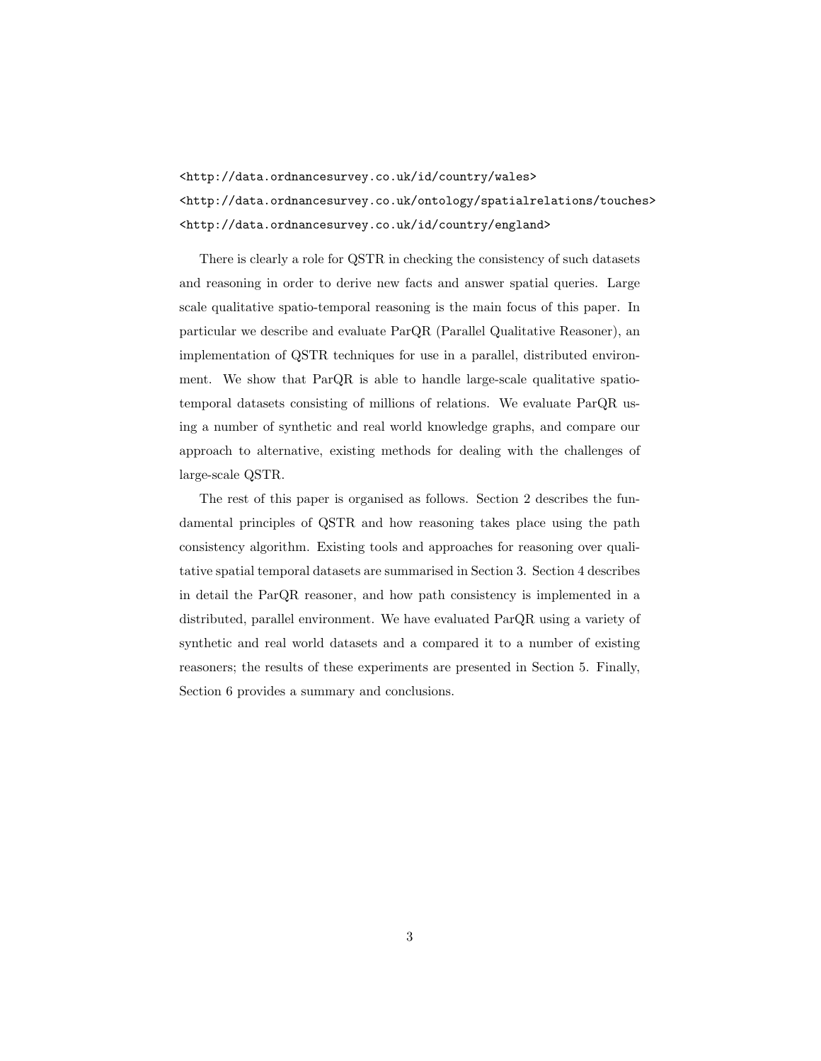```
<http://data.ordnancesurvey.co.uk/id/country/wales>
<http://data.ordnancesurvey.co.uk/ontology/spatialrelations/touches>
<http://data.ordnancesurvey.co.uk/id/country/england>
```

There is clearly a role for QSTR in checking the consistency of such datasets and reasoning in order to derive new facts and answer spatial queries. Large scale qualitative spatio-temporal reasoning is the main focus of this paper. In particular we describe and evaluate ParQR (Parallel Qualitative Reasoner), an implementation of QSTR techniques for use in a parallel, distributed environment. We show that ParQR is able to handle large-scale qualitative spatio-temporal datasets consisting of millions of relations. We evaluate ParQR using a number of synthetic and real world knowledge graphs, and compare our approach to alternative, existing methods for dealing with the challenges of large-scale QSTR.

The rest of this paper is organised as follows. Section 2 describes the fundamental principles of QSTR and how reasoning takes place using the path consistency algorithm. Existing tools and approaches for reasoning over qualitative spatial temporal datasets are summarised in Section 3. Section 4 describes in detail the ParQR reasoner, and how path consistency is implemented in a distributed, parallel environment. We have evaluated ParQR using a variety of synthetic and real world datasets and a compared it to a number of existing reasoners; the results of these experiments are presented in Section 5. Finally, Section 6 provides a summary and conclusions.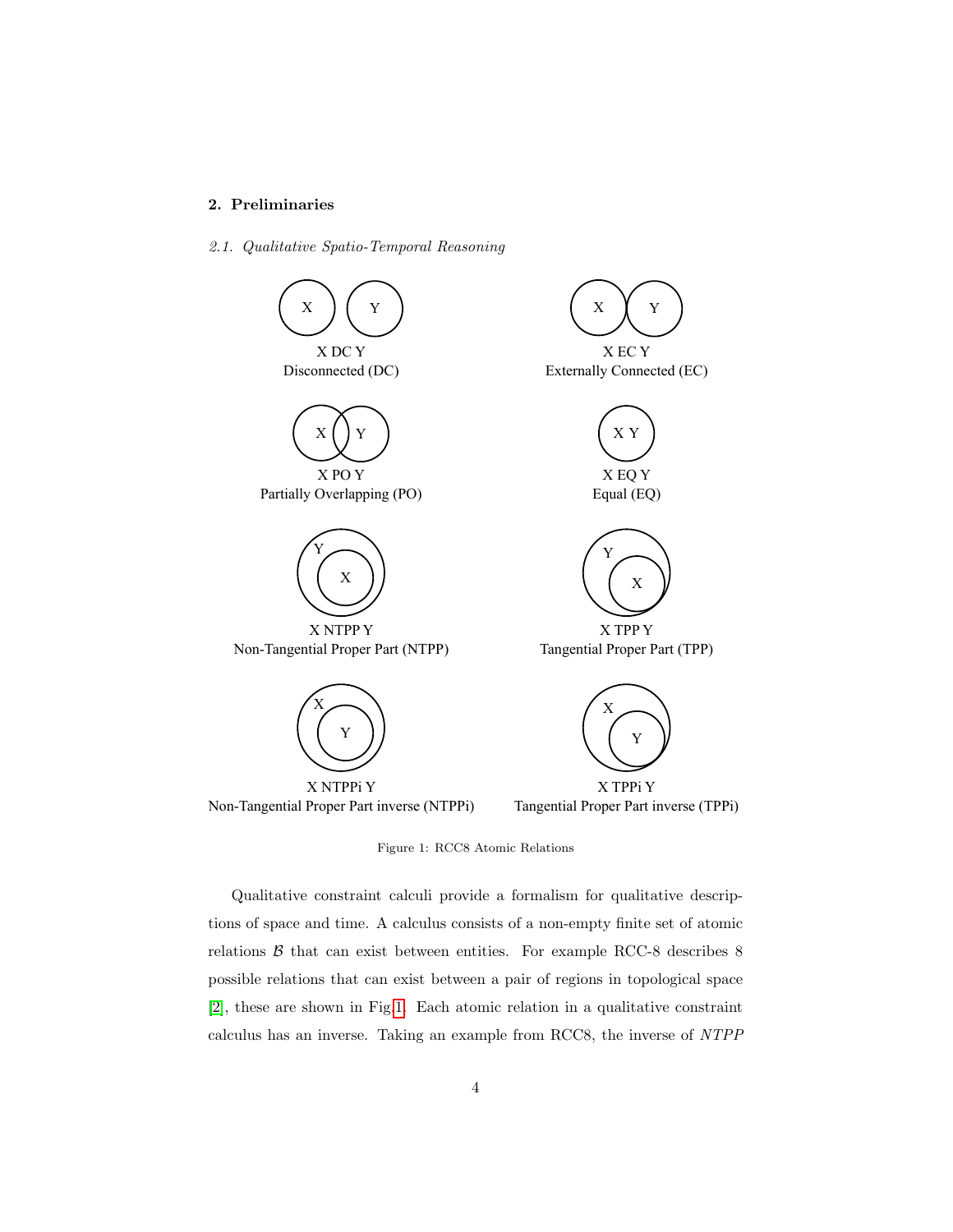## 2. Preliminaries

### *2.1. Qualitative Spatio-Temporal Reasoning*

X DC Y
Disconnected (DC)

X EC Y
Externally Connected (EC)

X PO Y
Partially Overlapping (PO)

X EQ Y
Equal (EQ)

X NTPP Y
Non-Tangential Proper Part (NTPP)

X TPP Y
Tangential Proper Part (TPP)

X NTPPi Y
Non-Tangential Proper Part inverse (NTPPi)

X TPPi Y
Tangential Proper Part inverse (TPPi)

Figure 1: RCC8 Atomic Relations

Qualitative constraint calculi provide a formalism for qualitative descriptions of space and time. A calculus consists of a non-empty finite set of atomic relations $\mathcal{B}$ that can exist between entities. For example RCC-8 describes 8 possible relations that can exist between a pair of regions in topological space [2], these are shown in Fig 1. Each atomic relation in a qualitative constraint calculus has an inverse. Taking an example from RCC8, the inverse of *NTPP*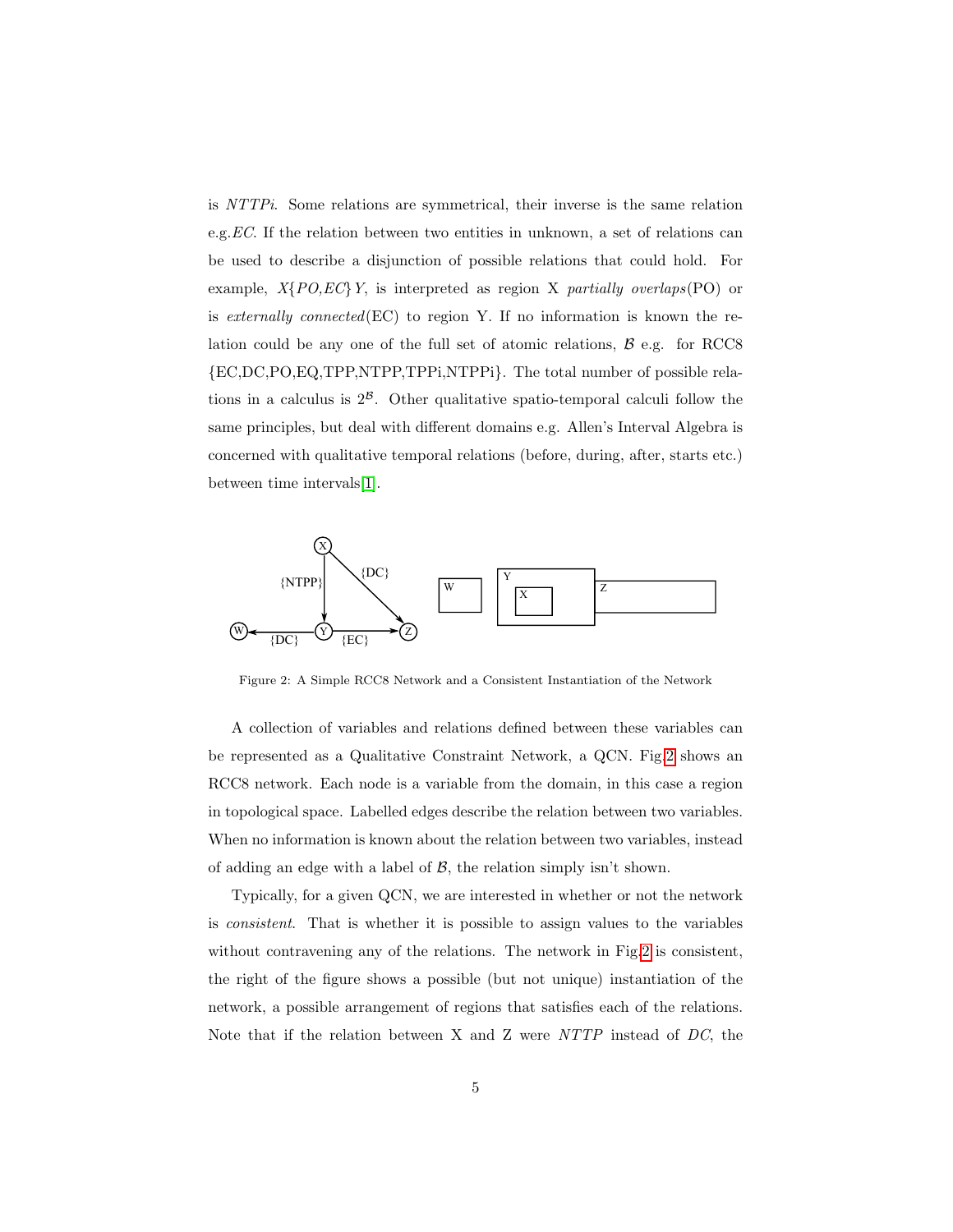is *NTTPi*. Some relations are symmetrical, their inverse is the same relation e.g.*EC*. If the relation between two entities in unknown, a set of relations can be used to describe a disjunction of possible relations that could hold. For example, $X\{PO,EC\}Y$, is interpreted as region X *partially overlaps*(PO) or is *externally connected*(EC) to region Y. If no information is known the relation could be any one of the full set of atomic relations, $\mathcal{B}$ e.g. for RCC8 {EC,DC,PO,EQ,TPP,NTPP,TPPi,NTPPi}. The total number of possible relations in a calculus is $2^{\mathcal{B}}$. Other qualitative spatio-temporal calculi follow the same principles, but deal with different domains e.g. Allen's Interval Algebra is concerned with qualitative temporal relations (before, during, after, starts etc.) between time intervals[1].

Figure 2: A Simple RCC8 Network and a Consistent Instantiation of the Network

A collection of variables and relations defined between these variables can be represented as a Qualitative Constraint Network, a QCN. Fig.2 shows an RCC8 network. Each node is a variable from the domain, in this case a region in topological space. Labelled edges describe the relation between two variables. When no information is known about the relation between two variables, instead of adding an edge with a label of $\mathcal{B}$, the relation simply isn't shown.

Typically, for a given QCN, we are interested in whether or not the network is *consistent*. That is whether it is possible to assign values to the variables without contravening any of the relations. The network in Fig.2 is consistent, the right of the figure shows a possible (but not unique) instantiation of the network, a possible arrangement of regions that satisfies each of the relations. Note that if the relation between X and Z were *NTTP* instead of *DC*, the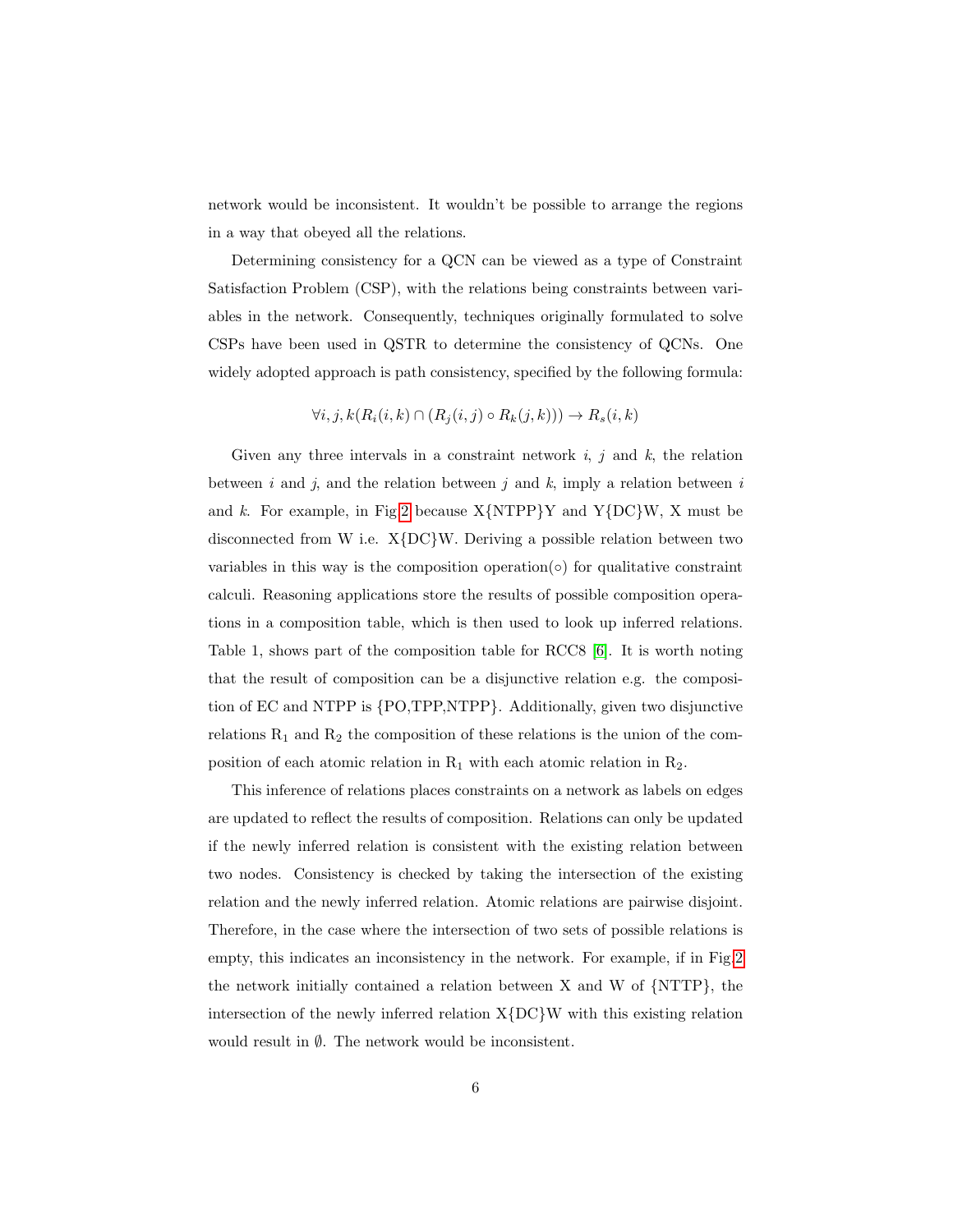network would be inconsistent. It wouldn't be possible to arrange the regions in a way that obeyed all the relations.

Determining consistency for a QCN can be viewed as a type of Constraint Satisfaction Problem (CSP), with the relations being constraints between variables in the network. Consequently, techniques originally formulated to solve CSPs have been used in QSTR to determine the consistency of QCNs. One widely adopted approach is path consistency, specified by the following formula:

$$\forall i, j, k (R_i(i,k) \cap (R_j(i,j) \circ R_k(j,k))) \rightarrow R_s(i,k)$$

Given any three intervals in a constraint network $i$, $j$ and $k$, the relation between $i$ and $j$, and the relation between $j$ and $k$, imply a relation between $i$ and $k$. For example, in Fig 2 because X{NTPP}Y and Y{DC}W, X must be disconnected from W i.e. X{DC}W. Deriving a possible relation between two variables in this way is the composition operation($\circ$) for qualitative constraint calculi. Reasoning applications store the results of possible composition operations in a composition table, which is then used to look up inferred relations. Table 1, shows part of the composition table for RCC8 [6]. It is worth noting that the result of composition can be a disjunctive relation e.g. the composition of EC and NTPP is {PO,TPP,NTPP}. Additionally, given two disjunctive relations $R_1$ and $R_2$ the composition of these relations is the union of the composition of each atomic relation in $R_1$ with each atomic relation in $R_2$.

This inference of relations places constraints on a network as labels on edges are updated to reflect the results of composition. Relations can only be updated if the newly inferred relation is consistent with the existing relation between two nodes. Consistency is checked by taking the intersection of the existing relation and the newly inferred relation. Atomic relations are pairwise disjoint. Therefore, in the case where the intersection of two sets of possible relations is empty, this indicates an inconsistency in the network. For example, if in Fig 2 the network initially contained a relation between X and W of {NTTP}, the intersection of the newly inferred relation X{DC}W with this existing relation would result in $\emptyset$. The network would be inconsistent.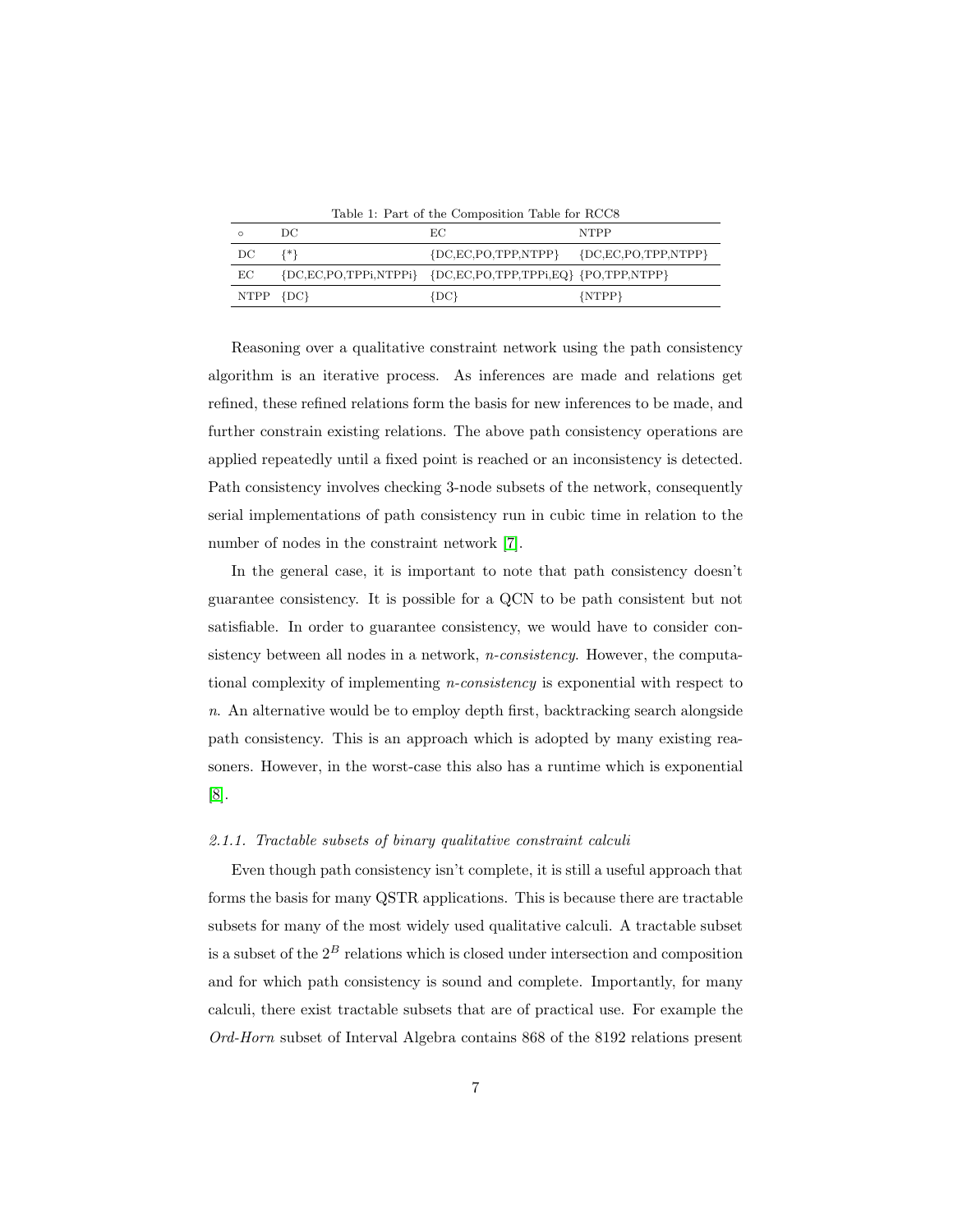Table 1: Part of the Composition Table for RCC8

| ∘ | DC | EC | NTPP |
|---|---|---|---|
| DC | {*} | {DC,EC,PO,TPP,NTPP} | {DC,EC,PO,TPP,NTPP} |
| EC | {DC,EC,PO,TPPi,NTPPi} | {DC,EC,PO,TPP,TPPi,EQ} | {PO,TPP,NTPP} |
| NTPP | {DC} | {DC} | {NTPP} |

Reasoning over a qualitative constraint network using the path consistency algorithm is an iterative process. As inferences are made and relations get refined, these refined relations form the basis for new inferences to be made, and further constrain existing relations. The above path consistency operations are applied repeatedly until a fixed point is reached or an inconsistency is detected. Path consistency involves checking 3-node subsets of the network, consequently serial implementations of path consistency run in cubic time in relation to the number of nodes in the constraint network [7].

In the general case, it is important to note that path consistency doesn't guarantee consistency. It is possible for a QCN to be path consistent but not satisfiable. In order to guarantee consistency, we would have to consider consistency between all nodes in a network, *n-consistency*. However, the computational complexity of implementing *n-consistency* is exponential with respect to $n$. An alternative would be to employ depth first, backtracking search alongside path consistency. This is an approach which is adopted by many existing reasoners. However, in the worst-case this also has a runtime which is exponential [8].

### *2.1.1. Tractable subsets of binary qualitative constraint calculi*

Even though path consistency isn't complete, it is still a useful approach that forms the basis for many QSTR applications. This is because there are tractable subsets for many of the most widely used qualitative calculi. A tractable subset is a subset of the $2^B$ relations which is closed under intersection and composition and for which path consistency is sound and complete. Importantly, for many calculi, there exist tractable subsets that are of practical use. For example the *Ord-Horn* subset of Interval Algebra contains 868 of the 8192 relations present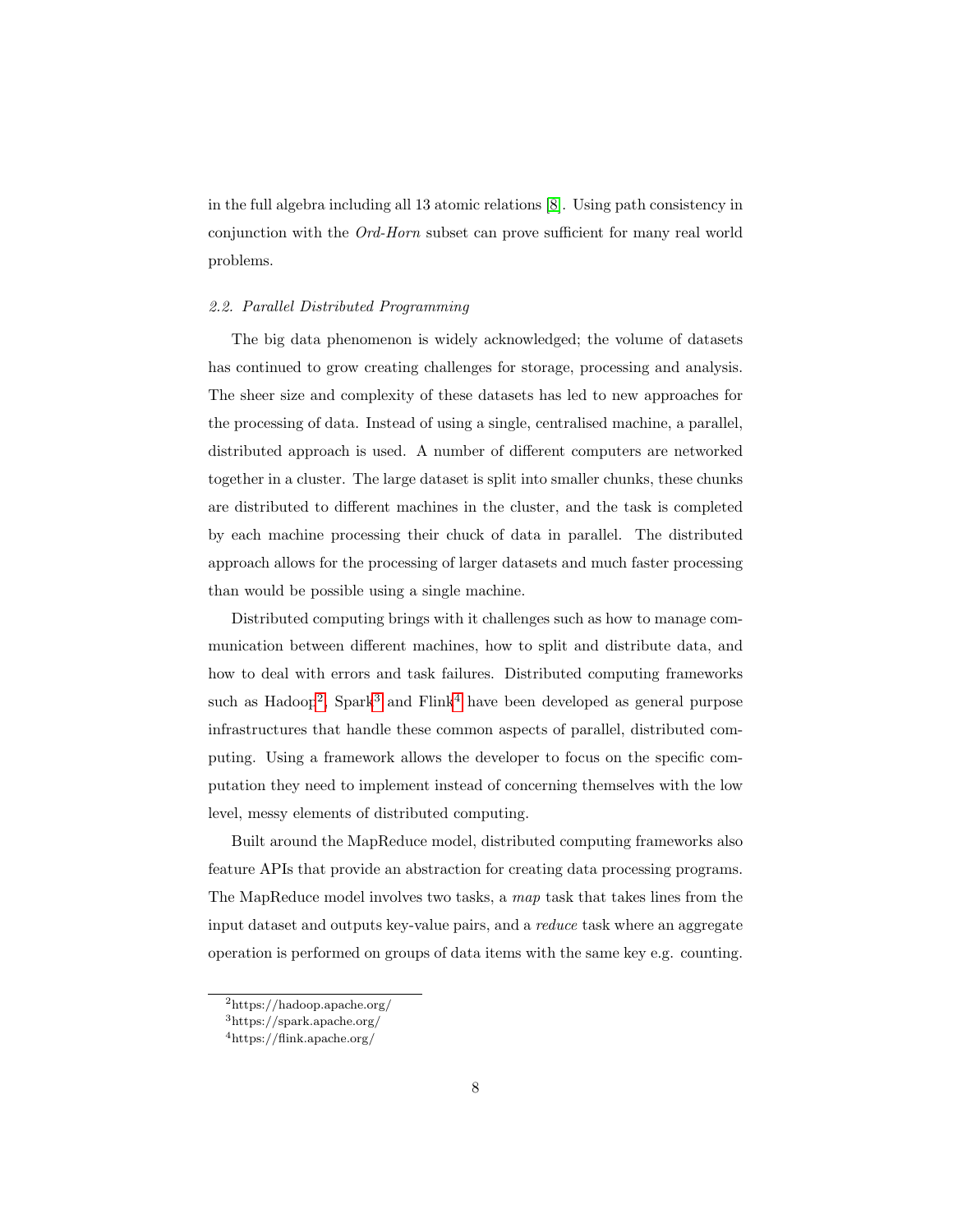in the full algebra including all 13 atomic relations [8]. Using path consistency in conjunction with the *Ord-Horn* subset can prove sufficient for many real world problems.

### *2.2. Parallel Distributed Programming*

The big data phenomenon is widely acknowledged; the volume of datasets has continued to grow creating challenges for storage, processing and analysis. The sheer size and complexity of these datasets has led to new approaches for the processing of data. Instead of using a single, centralised machine, a parallel, distributed approach is used. A number of different computers are networked together in a cluster. The large dataset is split into smaller chunks, these chunks are distributed to different machines in the cluster, and the task is completed by each machine processing their chuck of data in parallel. The distributed approach allows for the processing of larger datasets and much faster processing than would be possible using a single machine.

Distributed computing brings with it challenges such as how to manage communication between different machines, how to split and distribute data, and how to deal with errors and task failures. Distributed computing frameworks such as Hadoop[2], Spark[3] and Flink[4] have been developed as general purpose infrastructures that handle these common aspects of parallel, distributed computing. Using a framework allows the developer to focus on the specific computation they need to implement instead of concerning themselves with the low level, messy elements of distributed computing.

Built around the MapReduce model, distributed computing frameworks also feature APIs that provide an abstraction for creating data processing programs. The MapReduce model involves two tasks, a *map* task that takes lines from the input dataset and outputs key-value pairs, and a *reduce* task where an aggregate operation is performed on groups of data items with the same key e.g. counting.

---

[2] https://hadoop.apache.org/

[3] https://spark.apache.org/

[4] https://flink.apache.org/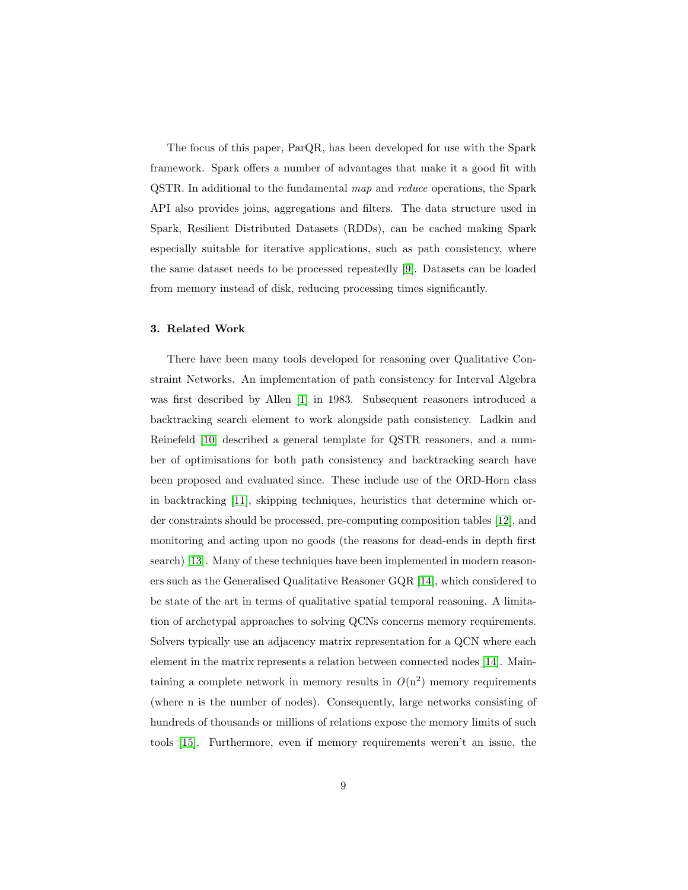The focus of this paper, ParQR, has been developed for use with the Spark framework. Spark offers a number of advantages that make it a good fit with QSTR. In additional to the fundamental *map* and *reduce* operations, the Spark API also provides joins, aggregations and filters. The data structure used in Spark, Resilient Distributed Datasets (RDDs), can be cached making Spark especially suitable for iterative applications, such as path consistency, where the same dataset needs to be processed repeatedly [9]. Datasets can be loaded from memory instead of disk, reducing processing times significantly.

### 3. Related Work

There have been many tools developed for reasoning over Qualitative Constraint Networks. An implementation of path consistency for Interval Algebra was first described by Allen [1] in 1983. Subsequent reasoners introduced a backtracking search element to work alongside path consistency. Ladkin and Reinefeld [10] described a general template for QSTR reasoners, and a number of optimisations for both path consistency and backtracking search have been proposed and evaluated since. These include use of the ORD-Horn class in backtracking [11], skipping techniques, heuristics that determine which order constraints should be processed, pre-computing composition tables [12], and monitoring and acting upon no goods (the reasons for dead-ends in depth first search) [13]. Many of these techniques have been implemented in modern reasoners such as the Generalised Qualitative Reasoner GQR [14], which considered to be state of the art in terms of qualitative spatial temporal reasoning. A limitation of archetypal approaches to solving QCNs concerns memory requirements. Solvers typically use an adjacency matrix representation for a QCN where each element in the matrix represents a relation between connected nodes [14]. Maintaining a complete network in memory results in $O(\mathrm{n}^2)$ memory requirements (where n is the number of nodes). Consequently, large networks consisting of hundreds of thousands or millions of relations expose the memory limits of such tools [15]. Furthermore, even if memory requirements weren't an issue, the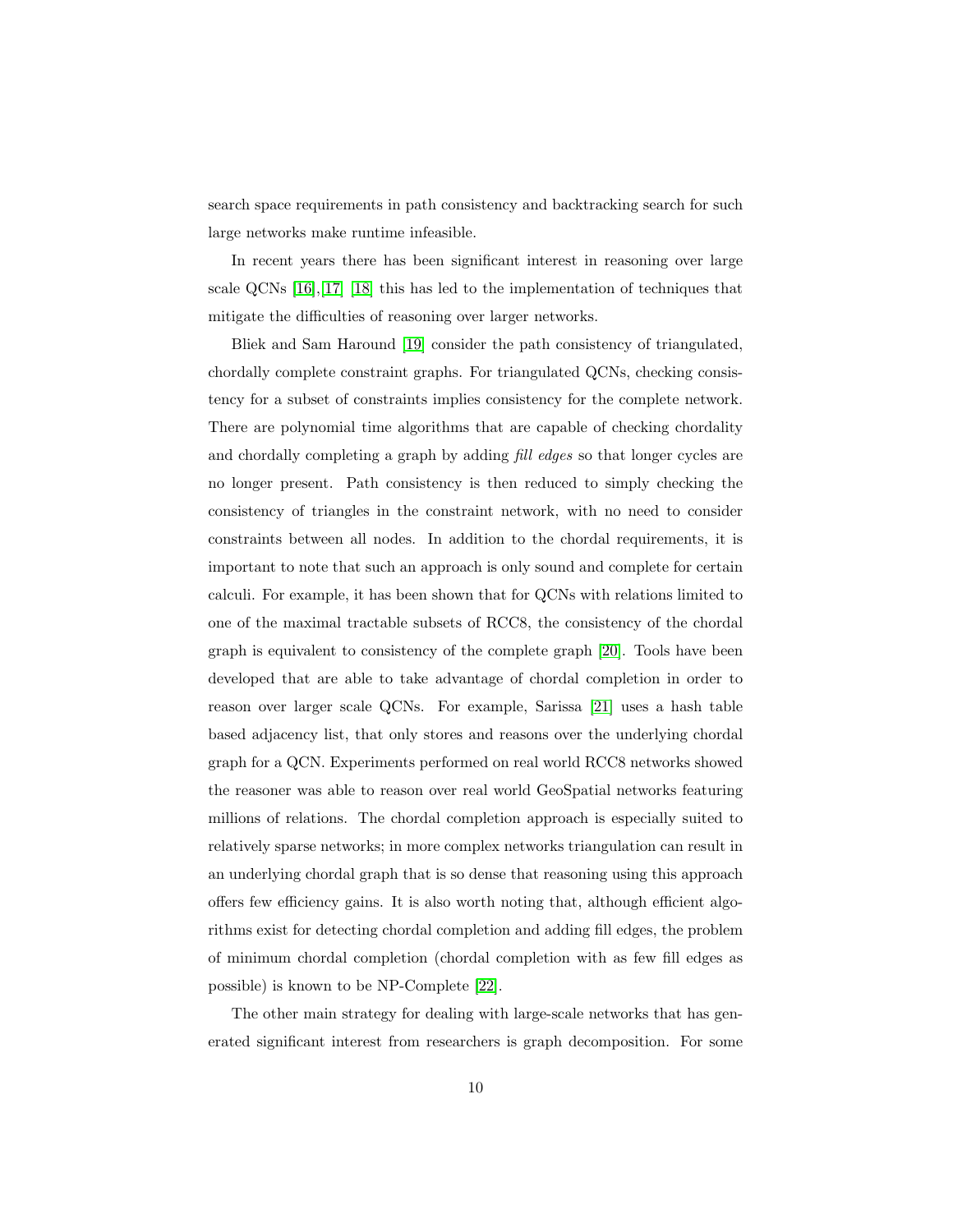search space requirements in path consistency and backtracking search for such large networks make runtime infeasible.

In recent years there has been significant interest in reasoning over large scale QCNs [16],[17] [18] this has led to the implementation of techniques that mitigate the difficulties of reasoning over larger networks.

Bliek and Sam Haround [19] consider the path consistency of triangulated, chordally complete constraint graphs. For triangulated QCNs, checking consistency for a subset of constraints implies consistency for the complete network. There are polynomial time algorithms that are capable of checking chordality and chordally completing a graph by adding *fill edges* so that longer cycles are no longer present. Path consistency is then reduced to simply checking the consistency of triangles in the constraint network, with no need to consider constraints between all nodes. In addition to the chordal requirements, it is important to note that such an approach is only sound and complete for certain calculi. For example, it has been shown that for QCNs with relations limited to one of the maximal tractable subsets of RCC8, the consistency of the chordal graph is equivalent to consistency of the complete graph [20]. Tools have been developed that are able to take advantage of chordal completion in order to reason over larger scale QCNs. For example, Sarissa [21] uses a hash table based adjacency list, that only stores and reasons over the underlying chordal graph for a QCN. Experiments performed on real world RCC8 networks showed the reasoner was able to reason over real world GeoSpatial networks featuring millions of relations. The chordal completion approach is especially suited to relatively sparse networks; in more complex networks triangulation can result in an underlying chordal graph that is so dense that reasoning using this approach offers few efficiency gains. It is also worth noting that, although efficient algorithms exist for detecting chordal completion and adding fill edges, the problem of minimum chordal completion (chordal completion with as few fill edges as possible) is known to be NP-Complete [22].

The other main strategy for dealing with large-scale networks that has generated significant interest from researchers is graph decomposition. For some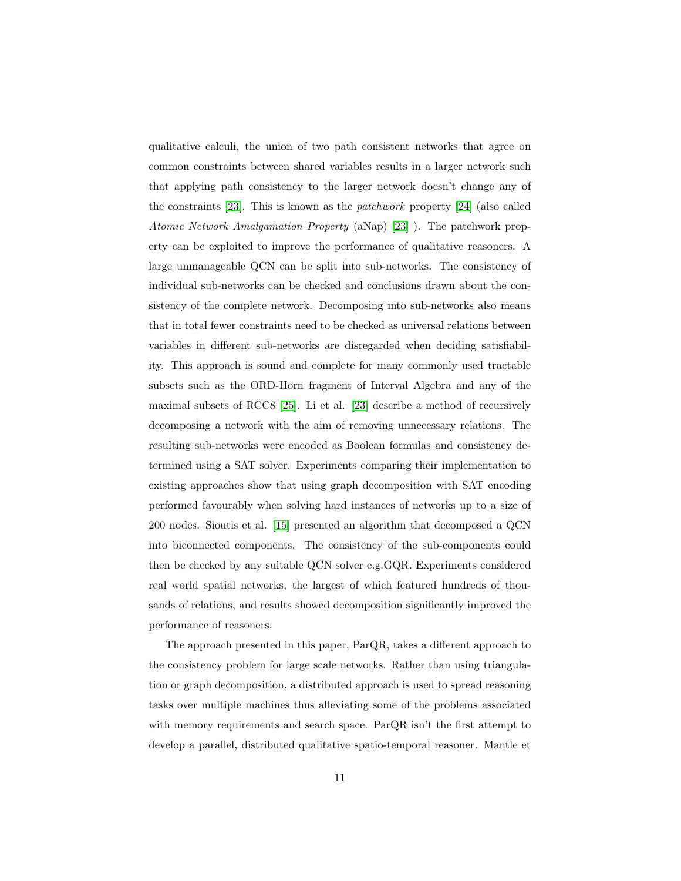qualitative calculi, the union of two path consistent networks that agree on common constraints between shared variables results in a larger network such that applying path consistency to the larger network doesn't change any of the constraints [23]. This is known as the *patchwork* property [24] (also called *Atomic Network Amalgamation Property* (aNap) [23] ). The patchwork property can be exploited to improve the performance of qualitative reasoners. A large unmanageable QCN can be split into sub-networks. The consistency of individual sub-networks can be checked and conclusions drawn about the consistency of the complete network. Decomposing into sub-networks also means that in total fewer constraints need to be checked as universal relations between variables in different sub-networks are disregarded when deciding satisfiability. This approach is sound and complete for many commonly used tractable subsets such as the ORD-Horn fragment of Interval Algebra and any of the maximal subsets of RCC8 [25]. Li et al. [23] describe a method of recursively decomposing a network with the aim of removing unnecessary relations. The resulting sub-networks were encoded as Boolean formulas and consistency determined using a SAT solver. Experiments comparing their implementation to existing approaches show that using graph decomposition with SAT encoding performed favourably when solving hard instances of networks up to a size of 200 nodes. Sioutis et al. [15] presented an algorithm that decomposed a QCN into biconnected components. The consistency of the sub-components could then be checked by any suitable QCN solver e.g.GQR. Experiments considered real world spatial networks, the largest of which featured hundreds of thousands of relations, and results showed decomposition significantly improved the performance of reasoners.

The approach presented in this paper, ParQR, takes a different approach to the consistency problem for large scale networks. Rather than using triangulation or graph decomposition, a distributed approach is used to spread reasoning tasks over multiple machines thus alleviating some of the problems associated with memory requirements and search space. ParQR isn't the first attempt to develop a parallel, distributed qualitative spatio-temporal reasoner. Mantle et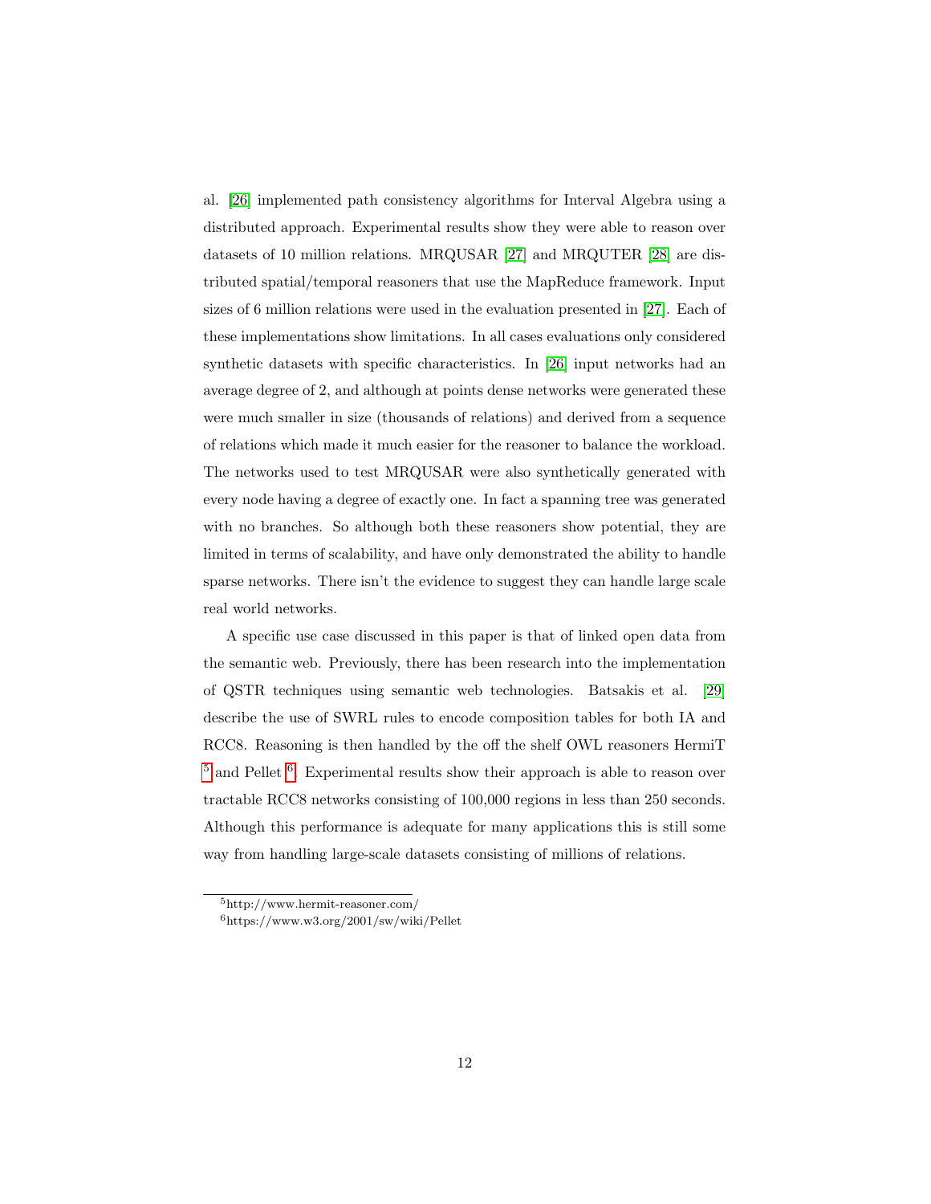al. [26] implemented path consistency algorithms for Interval Algebra using a distributed approach. Experimental results show they were able to reason over datasets of 10 million relations. MRQUSAR [27] and MRQUTER [28] are distributed spatial/temporal reasoners that use the MapReduce framework. Input sizes of 6 million relations were used in the evaluation presented in [27]. Each of these implementations show limitations. In all cases evaluations only considered synthetic datasets with specific characteristics. In [26] input networks had an average degree of 2, and although at points dense networks were generated these were much smaller in size (thousands of relations) and derived from a sequence of relations which made it much easier for the reasoner to balance the workload. The networks used to test MRQUSAR were also synthetically generated with every node having a degree of exactly one. In fact a spanning tree was generated with no branches. So although both these reasoners show potential, they are limited in terms of scalability, and have only demonstrated the ability to handle sparse networks. There isn't the evidence to suggest they can handle large scale real world networks.

A specific use case discussed in this paper is that of linked open data from the semantic web. Previously, there has been research into the implementation of QSTR techniques using semantic web technologies. Batsakis et al. [29] describe the use of SWRL rules to encode composition tables for both IA and RCC8. Reasoning is then handled by the off the shelf OWL reasoners HermiT [5] and Pellet [6]. Experimental results show their approach is able to reason over tractable RCC8 networks consisting of 100,000 regions in less than 250 seconds. Although this performance is adequate for many applications this is still some way from handling large-scale datasets consisting of millions of relations.

[5] http://www.hermit-reasoner.com/

[6] https://www.w3.org/2001/sw/wiki/Pellet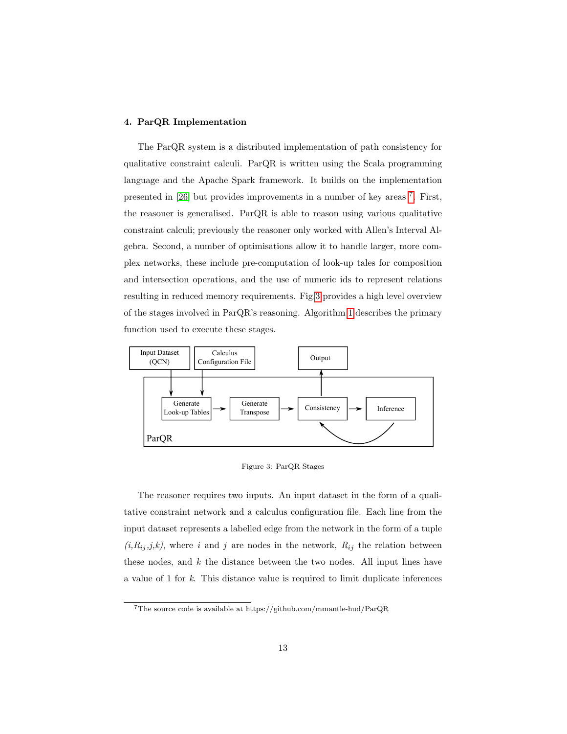## 4. ParQR Implementation

The ParQR system is a distributed implementation of path consistency for qualitative constraint calculi. ParQR is written using the Scala programming language and the Apache Spark framework. It builds on the implementation presented in [26] but provides improvements in a number of key areas [7]. First, the reasoner is generalised. ParQR is able to reason using various qualitative constraint calculi; previously the reasoner only worked with Allen's Interval Algebra. Second, a number of optimisations allow it to handle larger, more complex networks, these include pre-computation of look-up tales for composition and intersection operations, and the use of numeric ids to represent relations resulting in reduced memory requirements. Fig.3 provides a high level overview of the stages involved in ParQR's reasoning. Algorithm 1 describes the primary function used to execute these stages.

Figure 3: ParQR Stages

The reasoner requires two inputs. An input dataset in the form of a qualitative constraint network and a calculus configuration file. Each line from the input dataset represents a labelled edge from the network in the form of a tuple *(i,$R_{ij}$,j,k)*, where $i$ and $j$ are nodes in the network, $R_{ij}$ the relation between these nodes, and $k$ the distance between the two nodes. All input lines have a value of 1 for $k$. This distance value is required to limit duplicate inferences

[7] The source code is available at https://github.com/mmantle-hud/ParQR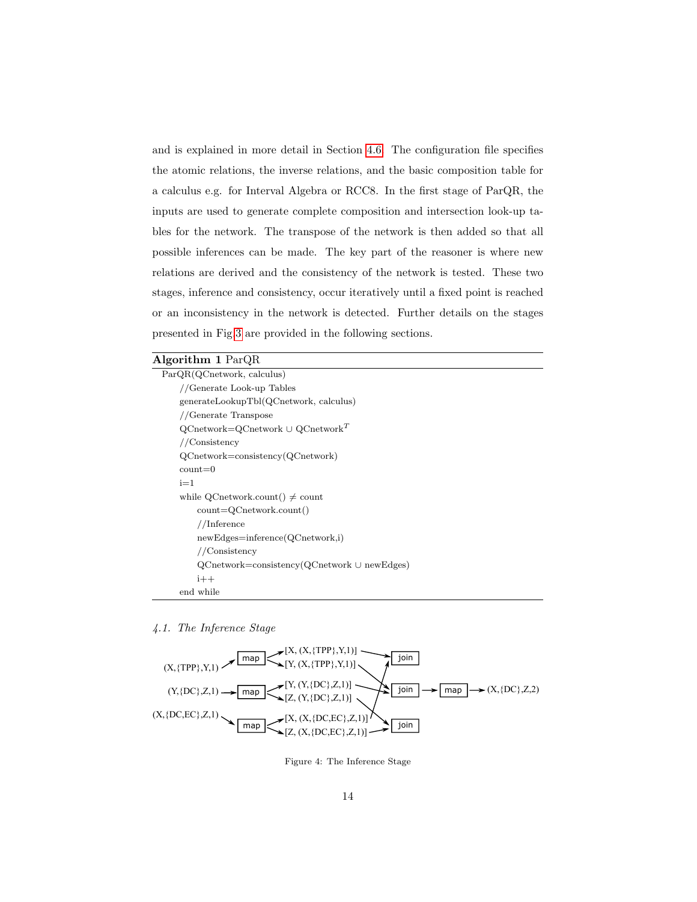and is explained in more detail in Section 4.6. The configuration file specifies the atomic relations, the inverse relations, and the basic composition table for a calculus e.g. for Interval Algebra or RCC8. In the first stage of ParQR, the inputs are used to generate complete composition and intersection look-up tables for the network. The transpose of the network is then added so that all possible inferences can be made. The key part of the reasoner is where new relations are derived and the consistency of the network is tested. These two stages, inference and consistency, occur iteratively until a fixed point is reached or an inconsistency in the network is detected. Further details on the stages presented in Fig 3 are provided in the following sections.

**Algorithm 1** ParQR

```
ParQR(QCnetwork, calculus)
    //Generate Look-up Tables
    generateLookupTbl(QCnetwork, calculus)
    //Generate Transpose
    QCnetwork=QCnetwork ∪ QCnetwork^T
    //Consistency
    QCnetwork=consistency(QCnetwork)
    count=0
    i=1
    while QCnetwork.count() ≠ count
        count=QCnetwork.count()
        //Inference
        newEdges=inference(QCnetwork,i)
        //Consistency
        QCnetwork=consistency(QCnetwork ∪ newEdges)
        i++
    end while
```

### 4.1. The Inference Stage

(X,{TPP},Y,1) → map → [X, (X,{TPP},Y,1)], [Y, (X,{TPP},Y,1)]

(Y,{DC},Z,1) → map → [Y, (Y,{DC},Z,1)], [Z, (Y,{DC},Z,1)]

(X,{DC,EC},Z,1) → map → [X, (X,{DC,EC},Z,1)], [Z, (X,{DC,EC},Z,1)]

join → map → (X,{DC},Z,2)

Figure 4: The Inference Stage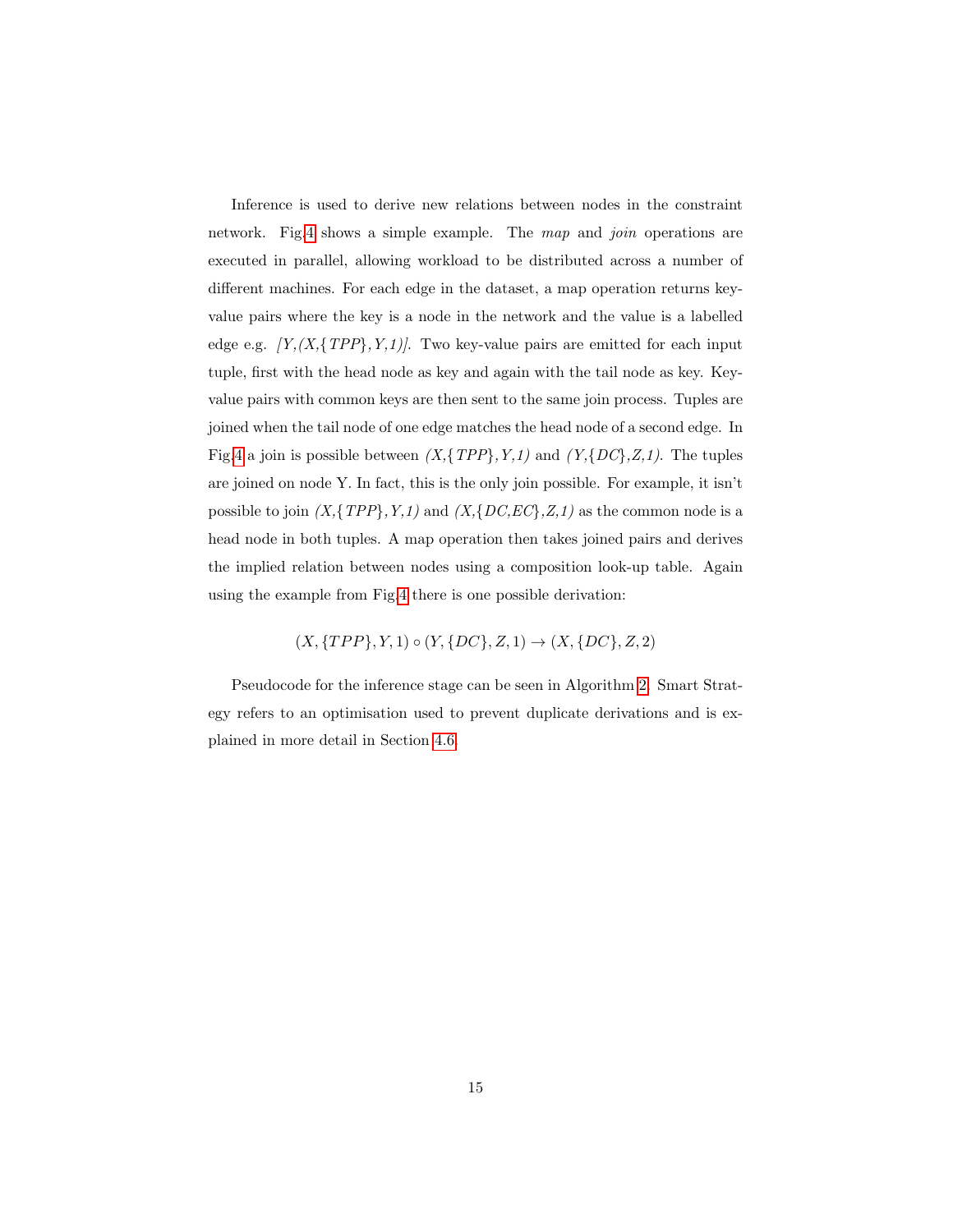Inference is used to derive new relations between nodes in the constraint network. Fig.4 shows a simple example. The *map* and *join* operations are executed in parallel, allowing workload to be distributed across a number of different machines. For each edge in the dataset, a map operation returns key-value pairs where the key is a node in the network and the value is a labelled edge e.g. *[Y,(X,{TPP},Y,1)]*. Two key-value pairs are emitted for each input tuple, first with the head node as key and again with the tail node as key. Key-value pairs with common keys are then sent to the same join process. Tuples are joined when the tail node of one edge matches the head node of a second edge. In Fig.4 a join is possible between *(X,{TPP},Y,1)* and *(Y,{DC},Z,1)*. The tuples are joined on node Y. In fact, this is the only join possible. For example, it isn't possible to join *(X,{TPP},Y,1)* and *(X,{DC,EC},Z,1)* as the common node is a head node in both tuples. A map operation then takes joined pairs and derives the implied relation between nodes using a composition look-up table. Again using the example from Fig.4 there is one possible derivation:

$$(X, \{TPP\}, Y, 1) \circ (Y, \{DC\}, Z, 1) \rightarrow (X, \{DC\}, Z, 2)$$

Pseudocode for the inference stage can be seen in Algorithm 2. Smart Strategy refers to an optimisation used to prevent duplicate derivations and is explained in more detail in Section 4.6.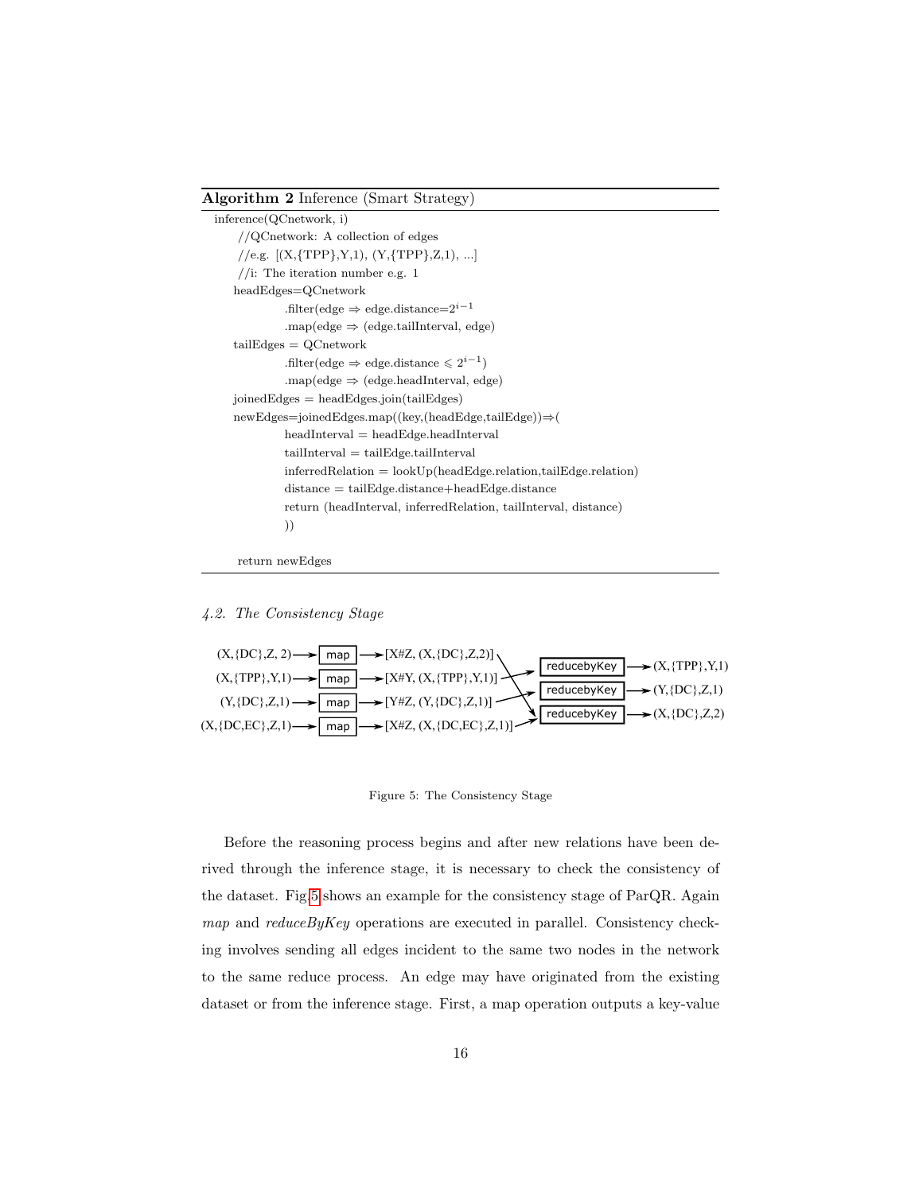**Algorithm 2** Inference (Smart Strategy)

```
inference(QCnetwork, i)
  //QCnetwork: A collection of edges
  //e.g. [(X,{TPP},Y,1), (Y,{TPP},Z,1), ...]
  //i: The iteration number e.g. 1
  headEdges=QCnetwork
        .filter(edge ⇒ edge.distance=2^(i−1)
        .map(edge ⇒ (edge.tailInterval, edge)
  tailEdges = QCnetwork
        .filter(edge ⇒ edge.distance ⩽ 2^(i−1))
        .map(edge ⇒ (edge.headInterval, edge)
  joinedEdges = headEdges.join(tailEdges)
  newEdges=joinedEdges.map((key,(headEdge,tailEdge))⇒(
        headInterval = headEdge.headInterval
        tailInterval = tailEdge.tailInterval
        inferredRelation = lookUp(headEdge.relation,tailEdge.relation)
        distance = tailEdge.distance+headEdge.distance
        return (headInterval, inferredRelation, tailInterval, distance)
        ))

  return newEdges
```

### 4.2. The Consistency Stage

```
(X,{DC},Z, 2)    --> map --> [X#Z, (X,{DC},Z,2)]
(X,{TPP},Y,1)    --> map --> [X#Y, (X,{TPP},Y,1)]
(Y,{DC},Z,1)     --> map --> [Y#Z, (Y,{DC},Z,1)]
(X,{DC,EC},Z,1)  --> map --> [X#Z, (X,{DC,EC},Z,1)]

reducebyKey --> (X,{TPP},Y,1)
reducebyKey --> (Y,{DC},Z,1)
reducebyKey --> (X,{DC},Z,2)
```

Figure 5: The Consistency Stage

Before the reasoning process begins and after new relations have been derived through the inference stage, it is necessary to check the consistency of the dataset. Fig 5 shows an example for the consistency stage of ParQR. Again *map* and *reduceByKey* operations are executed in parallel. Consistency checking involves sending all edges incident to the same two nodes in the network to the same reduce process. An edge may have originated from the existing dataset or from the inference stage. First, a map operation outputs a key-value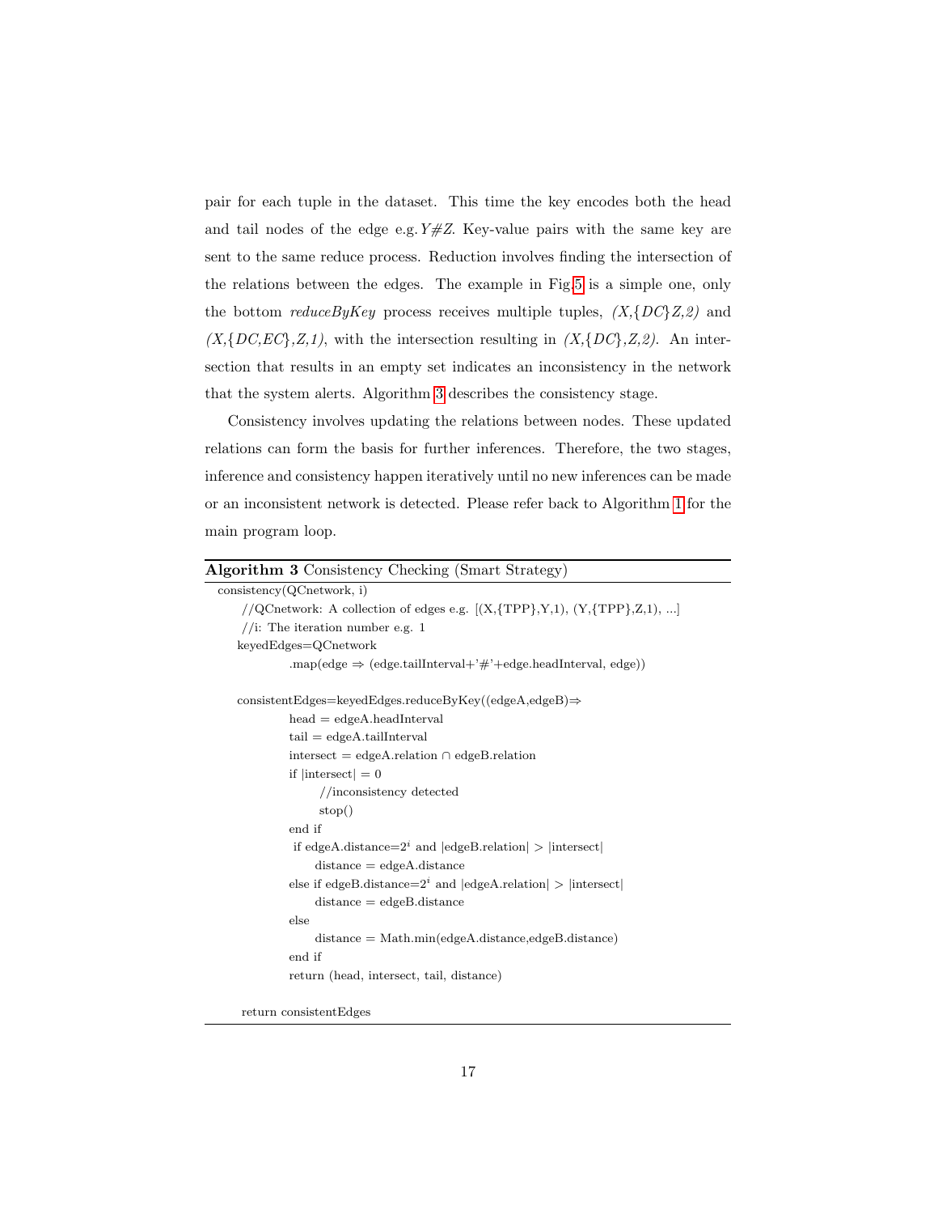pair for each tuple in the dataset. This time the key encodes both the head and tail nodes of the edge e.g. *Y#Z*. Key-value pairs with the same key are sent to the same reduce process. Reduction involves finding the intersection of the relations between the edges. The example in Fig.5 is a simple one, only the bottom *reduceByKey* process receives multiple tuples, *(X,{DC}Z,2)* and *(X,{DC,EC},Z,1)*, with the intersection resulting in *(X,{DC},Z,2)*. An intersection that results in an empty set indicates an inconsistency in the network that the system alerts. Algorithm 3 describes the consistency stage.

Consistency involves updating the relations between nodes. These updated relations can form the basis for further inferences. Therefore, the two stages, inference and consistency happen iteratively until no new inferences can be made or an inconsistent network is detected. Please refer back to Algorithm 1 for the main program loop.

**Algorithm 3** Consistency Checking (Smart Strategy)

```
consistency(QCnetwork, i)
    //QCnetwork: A collection of edges e.g. [(X,{TPP},Y,1), (Y,{TPP},Z,1), ...]
    //i: The iteration number e.g. 1
  keyedEdges=QCnetwork
        .map(edge ⇒ (edge.tailInterval+'#'+edge.headInterval, edge))

  consistentEdges=keyedEdges.reduceByKey((edgeA,edgeB)⇒
        head = edgeA.headInterval
        tail = edgeA.tailInterval
        intersect = edgeA.relation ∩ edgeB.relation
        if |intersect| = 0
              //inconsistency detected
              stop()
        end if
        if edgeA.distance=2^i and |edgeB.relation| > |intersect|
              distance = edgeA.distance
        else if edgeB.distance=2^i and |edgeA.relation| > |intersect|
              distance = edgeB.distance
        else
              distance = Math.min(edgeA.distance,edgeB.distance)
        end if
        return (head, intersect, tail, distance)

    return consistentEdges
```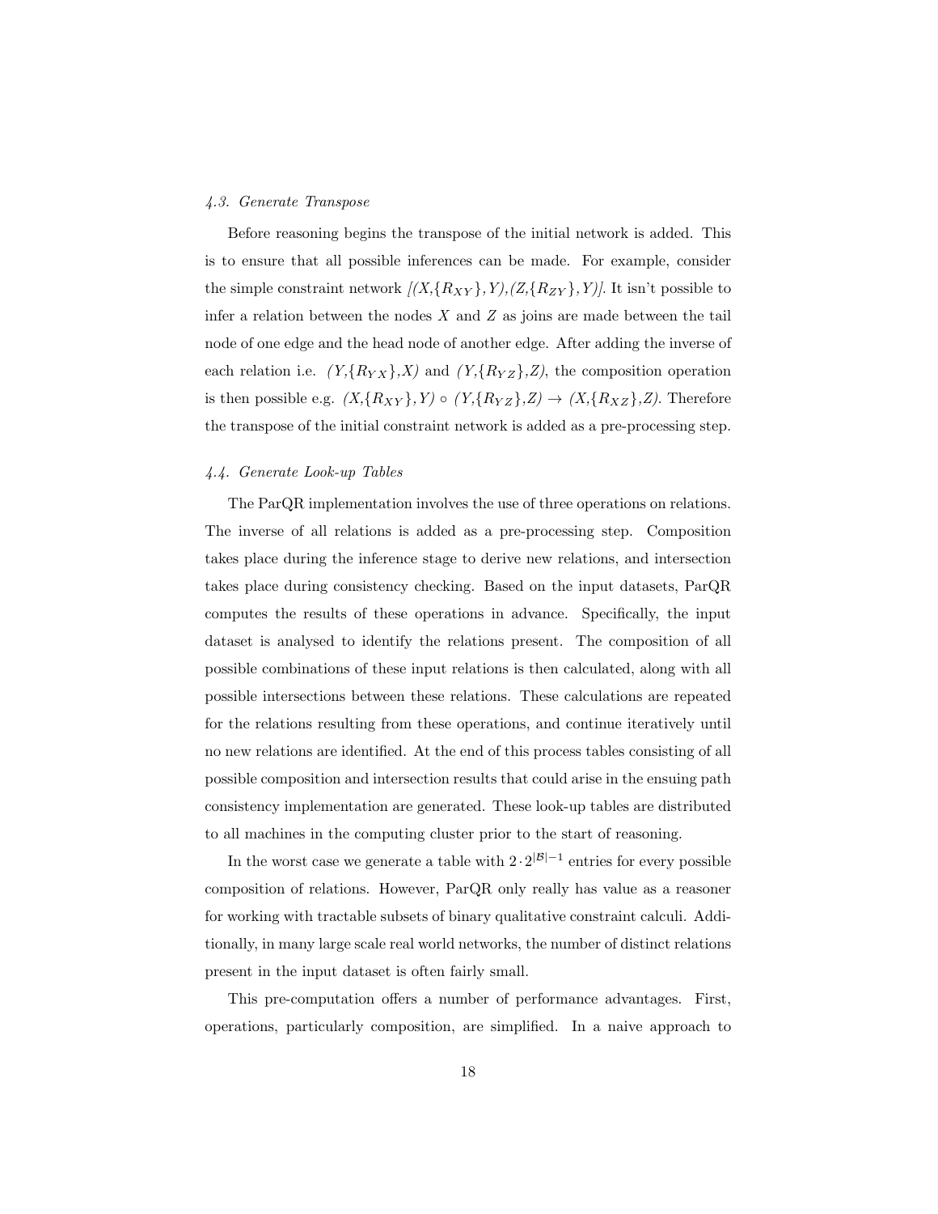### 4.3. Generate Transpose

Before reasoning begins the transpose of the initial network is added. This is to ensure that all possible inferences can be made. For example, consider the simple constraint network *[(X,*$\{R_{XY}\}$*,Y),(Z,*$\{R_{ZY}\}$*,Y)]*. It isn't possible to infer a relation between the nodes $X$ and $Z$ as joins are made between the tail node of one edge and the head node of another edge. After adding the inverse of each relation i.e. *(Y,*$\{R_{YX}\}$*,X)* and *(Y,*$\{R_{YZ}\}$*,Z)*, the composition operation is then possible e.g. *(X,*$\{R_{XY}\}$*,Y)* $\circ$ *(Y,*$\{R_{YZ}\}$*,Z)* $\rightarrow$ *(X,*$\{R_{XZ}\}$*,Z)*. Therefore the transpose of the initial constraint network is added as a pre-processing step.

### 4.4. Generate Look-up Tables

The ParQR implementation involves the use of three operations on relations. The inverse of all relations is added as a pre-processing step. Composition takes place during the inference stage to derive new relations, and intersection takes place during consistency checking. Based on the input datasets, ParQR computes the results of these operations in advance. Specifically, the input dataset is analysed to identify the relations present. The composition of all possible combinations of these input relations is then calculated, along with all possible intersections between these relations. These calculations are repeated for the relations resulting from these operations, and continue iteratively until no new relations are identified. At the end of this process tables consisting of all possible composition and intersection results that could arise in the ensuing path consistency implementation are generated. These look-up tables are distributed to all machines in the computing cluster prior to the start of reasoning.

In the worst case we generate a table with $2 \cdot 2^{|\mathcal{B}|-1}$ entries for every possible composition of relations. However, ParQR only really has value as a reasoner for working with tractable subsets of binary qualitative constraint calculi. Additionally, in many large scale real world networks, the number of distinct relations present in the input dataset is often fairly small.

This pre-computation offers a number of performance advantages. First, operations, particularly composition, are simplified. In a naive approach to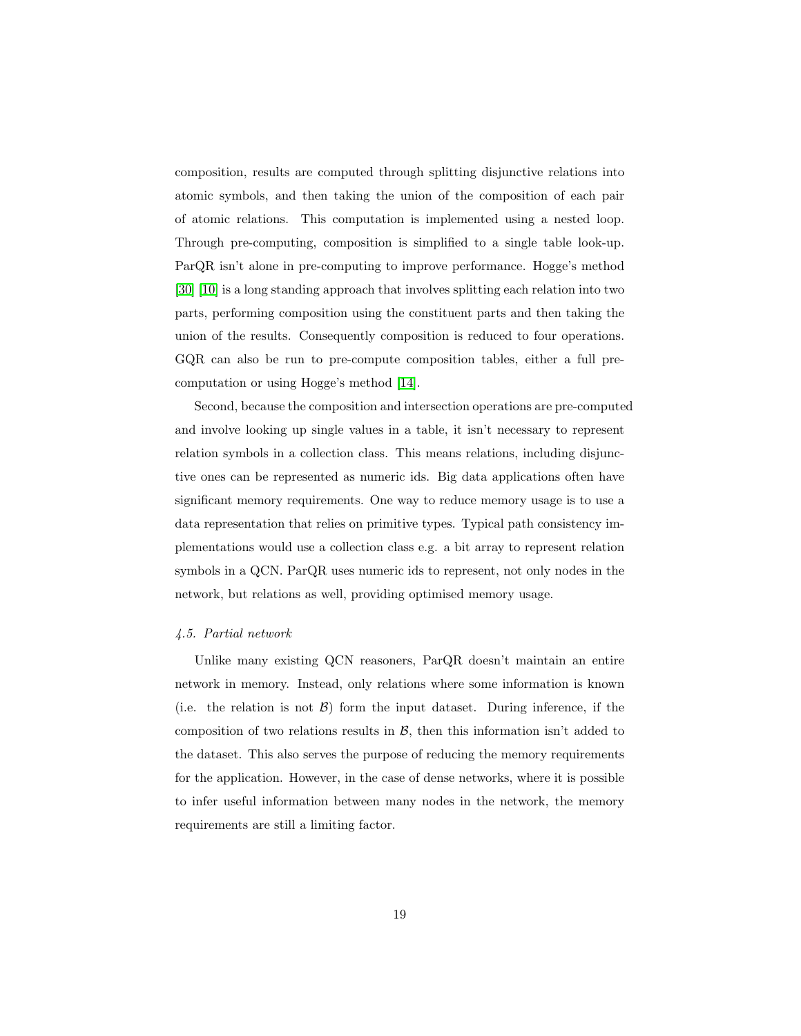composition, results are computed through splitting disjunctive relations into atomic symbols, and then taking the union of the composition of each pair of atomic relations. This computation is implemented using a nested loop. Through pre-computing, composition is simplified to a single table look-up. ParQR isn't alone in pre-computing to improve performance. Hogge's method [30] [10] is a long standing approach that involves splitting each relation into two parts, performing composition using the constituent parts and then taking the union of the results. Consequently composition is reduced to four operations. GQR can also be run to pre-compute composition tables, either a full pre-computation or using Hogge's method [14].

Second, because the composition and intersection operations are pre-computed and involve looking up single values in a table, it isn't necessary to represent relation symbols in a collection class. This means relations, including disjunctive ones can be represented as numeric ids. Big data applications often have significant memory requirements. One way to reduce memory usage is to use a data representation that relies on primitive types. Typical path consistency implementations would use a collection class e.g. a bit array to represent relation symbols in a QCN. ParQR uses numeric ids to represent, not only nodes in the network, but relations as well, providing optimised memory usage.

### *4.5. Partial network*

Unlike many existing QCN reasoners, ParQR doesn't maintain an entire network in memory. Instead, only relations where some information is known (i.e. the relation is not $\mathcal{B}$) form the input dataset. During inference, if the composition of two relations results in $\mathcal{B}$, then this information isn't added to the dataset. This also serves the purpose of reducing the memory requirements for the application. However, in the case of dense networks, where it is possible to infer useful information between many nodes in the network, the memory requirements are still a limiting factor.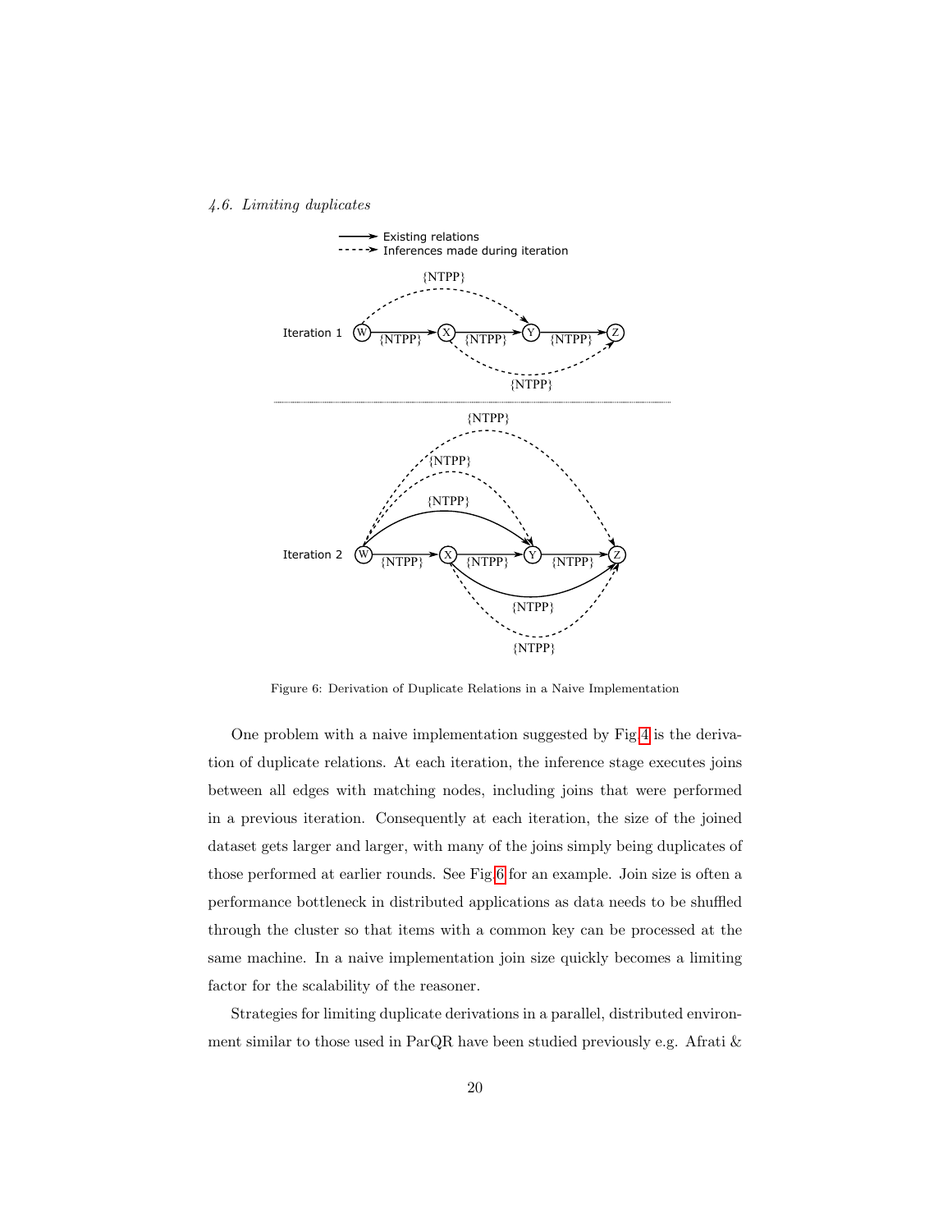### 4.6. Limiting duplicates

Figure 6: Derivation of Duplicate Relations in a Naive Implementation

One problem with a naive implementation suggested by Fig 4 is the derivation of duplicate relations. At each iteration, the inference stage executes joins between all edges with matching nodes, including joins that were performed in a previous iteration. Consequently at each iteration, the size of the joined dataset gets larger and larger, with many of the joins simply being duplicates of those performed at earlier rounds. See Fig 6 for an example. Join size is often a performance bottleneck in distributed applications as data needs to be shuffled through the cluster so that items with a common key can be processed at the same machine. In a naive implementation join size quickly becomes a limiting factor for the scalability of the reasoner.

Strategies for limiting duplicate derivations in a parallel, distributed environment similar to those used in ParQR have been studied previously e.g. Afrati &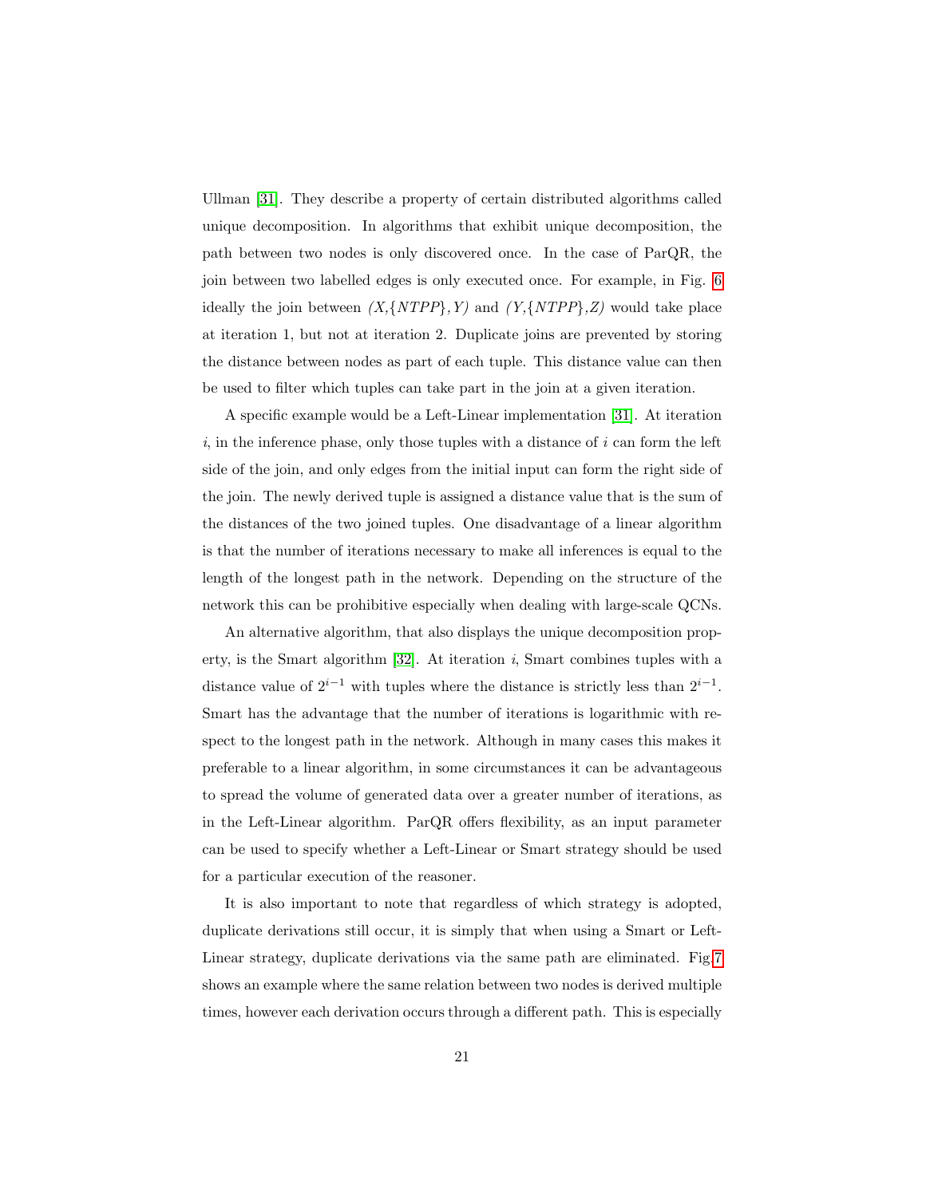Ullman [31]. They describe a property of certain distributed algorithms called unique decomposition. In algorithms that exhibit unique decomposition, the path between two nodes is only discovered once. In the case of ParQR, the join between two labelled edges is only executed once. For example, in Fig. 6 ideally the join between *(X,{NTPP},Y)* and *(Y,{NTPP},Z)* would take place at iteration 1, but not at iteration 2. Duplicate joins are prevented by storing the distance between nodes as part of each tuple. This distance value can then be used to filter which tuples can take part in the join at a given iteration.

A specific example would be a Left-Linear implementation [31]. At iteration $i$, in the inference phase, only those tuples with a distance of $i$ can form the left side of the join, and only edges from the initial input can form the right side of the join. The newly derived tuple is assigned a distance value that is the sum of the distances of the two joined tuples. One disadvantage of a linear algorithm is that the number of iterations necessary to make all inferences is equal to the length of the longest path in the network. Depending on the structure of the network this can be prohibitive especially when dealing with large-scale QCNs.

An alternative algorithm, that also displays the unique decomposition property, is the Smart algorithm [32]. At iteration $i$, Smart combines tuples with a distance value of $2^{i-1}$ with tuples where the distance is strictly less than $2^{i-1}$. Smart has the advantage that the number of iterations is logarithmic with respect to the longest path in the network. Although in many cases this makes it preferable to a linear algorithm, in some circumstances it can be advantageous to spread the volume of generated data over a greater number of iterations, as in the Left-Linear algorithm. ParQR offers flexibility, as an input parameter can be used to specify whether a Left-Linear or Smart strategy should be used for a particular execution of the reasoner.

It is also important to note that regardless of which strategy is adopted, duplicate derivations still occur, it is simply that when using a Smart or Left-Linear strategy, duplicate derivations via the same path are eliminated. Fig.7 shows an example where the same relation between two nodes is derived multiple times, however each derivation occurs through a different path. This is especially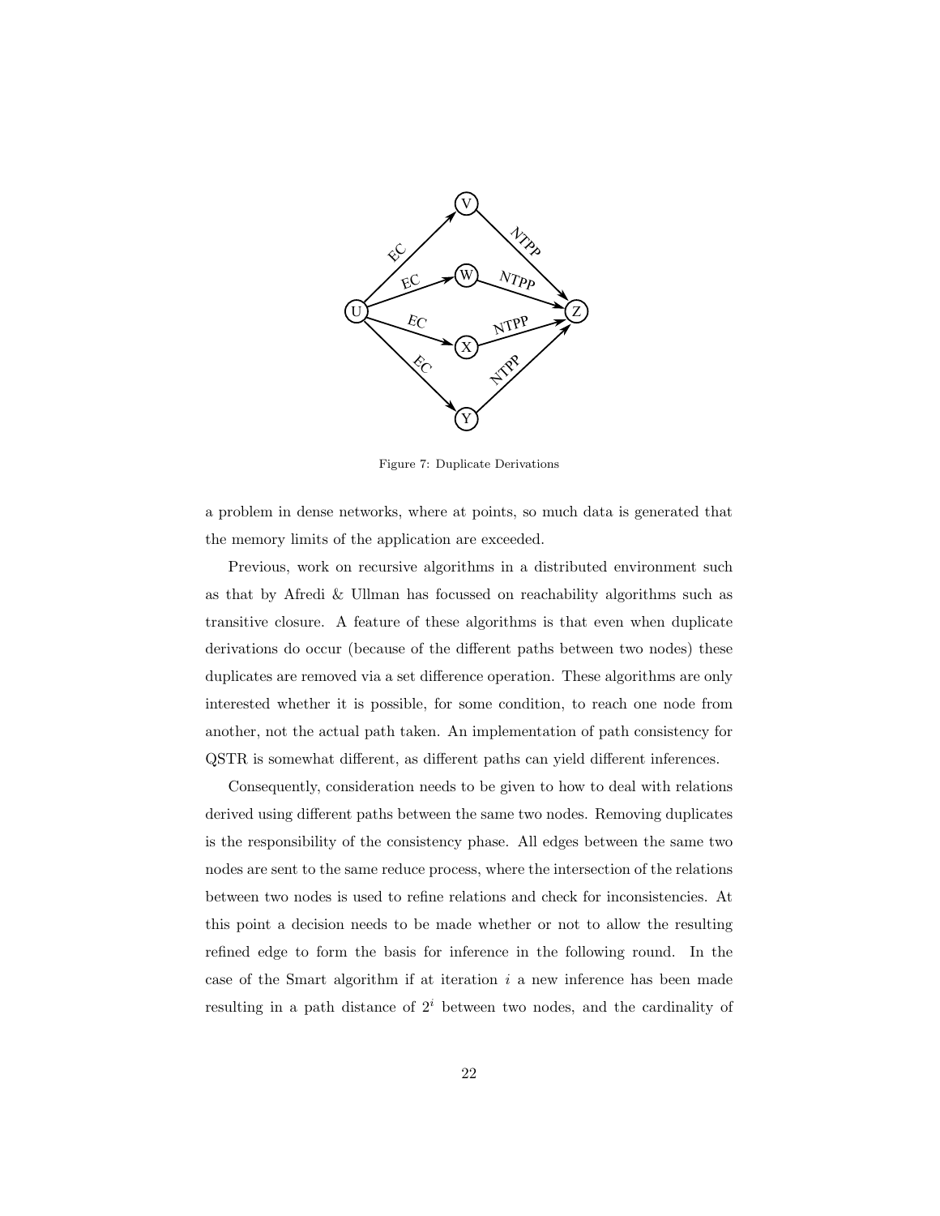Figure 7: Duplicate Derivations

a problem in dense networks, where at points, so much data is generated that the memory limits of the application are exceeded.

Previous, work on recursive algorithms in a distributed environment such as that by Afredi & Ullman has focussed on reachability algorithms such as transitive closure. A feature of these algorithms is that even when duplicate derivations do occur (because of the different paths between two nodes) these duplicates are removed via a set difference operation. These algorithms are only interested whether it is possible, for some condition, to reach one node from another, not the actual path taken. An implementation of path consistency for QSTR is somewhat different, as different paths can yield different inferences.

Consequently, consideration needs to be given to how to deal with relations derived using different paths between the same two nodes. Removing duplicates is the responsibility of the consistency phase. All edges between the same two nodes are sent to the same reduce process, where the intersection of the relations between two nodes is used to refine relations and check for inconsistencies. At this point a decision needs to be made whether or not to allow the resulting refined edge to form the basis for inference in the following round. In the case of the Smart algorithm if at iteration $i$ a new inference has been made resulting in a path distance of $2^i$ between two nodes, and the cardinality of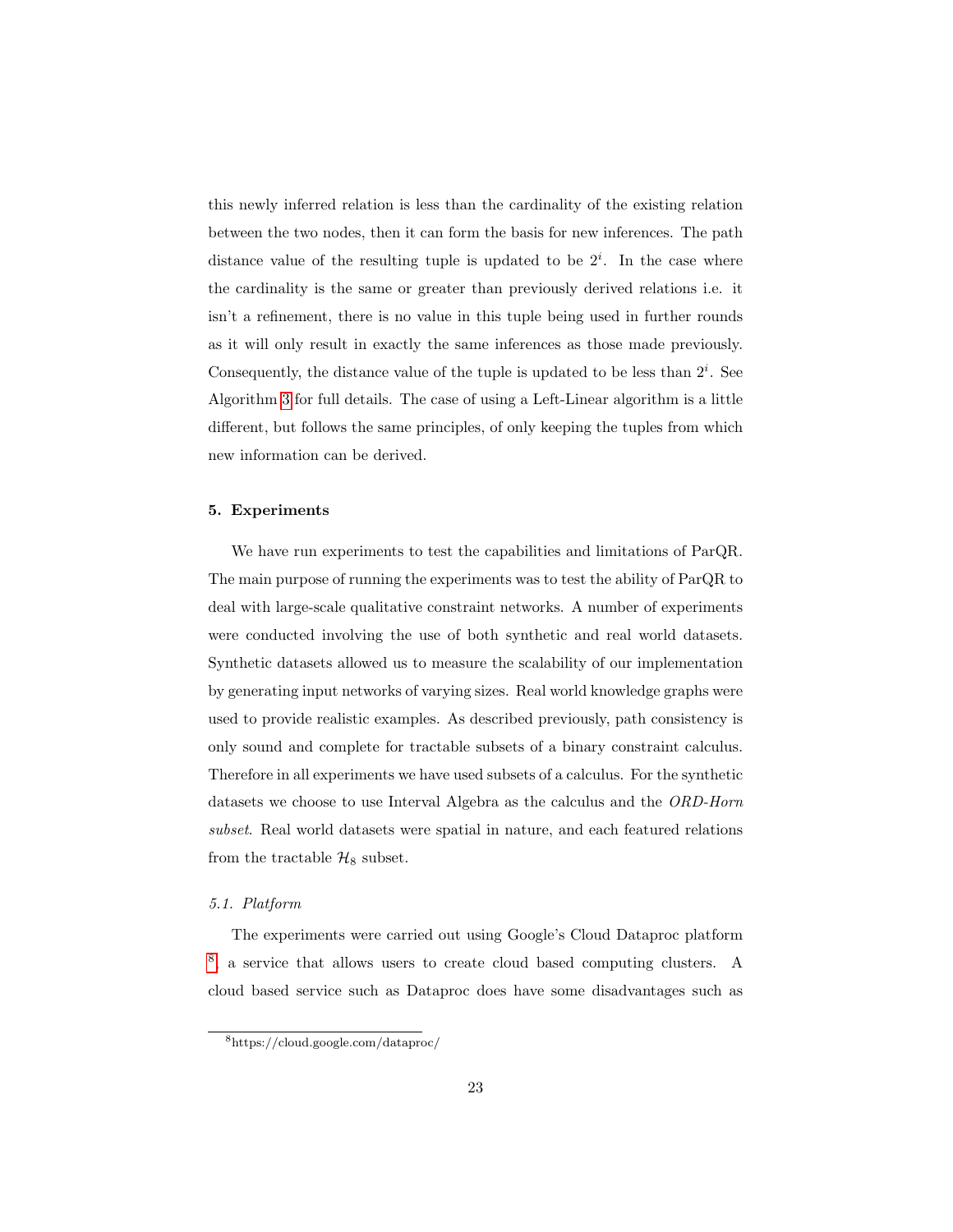this newly inferred relation is less than the cardinality of the existing relation between the two nodes, then it can form the basis for new inferences. The path distance value of the resulting tuple is updated to be $2^i$. In the case where the cardinality is the same or greater than previously derived relations i.e. it isn't a refinement, there is no value in this tuple being used in further rounds as it will only result in exactly the same inferences as those made previously. Consequently, the distance value of the tuple is updated to be less than $2^i$. See Algorithm 3 for full details. The case of using a Left-Linear algorithm is a little different, but follows the same principles, of only keeping the tuples from which new information can be derived.

## 5. Experiments

We have run experiments to test the capabilities and limitations of ParQR. The main purpose of running the experiments was to test the ability of ParQR to deal with large-scale qualitative constraint networks. A number of experiments were conducted involving the use of both synthetic and real world datasets. Synthetic datasets allowed us to measure the scalability of our implementation by generating input networks of varying sizes. Real world knowledge graphs were used to provide realistic examples. As described previously, path consistency is only sound and complete for tractable subsets of a binary constraint calculus. Therefore in all experiments we have used subsets of a calculus. For the synthetic datasets we choose to use Interval Algebra as the calculus and the *ORD-Horn subset*. Real world datasets were spatial in nature, and each featured relations from the tractable $\mathcal{H}_8$ subset.

### 5.1. Platform

The experiments were carried out using Google's Cloud Dataproc platform [8], a service that allows users to create cloud based computing clusters. A cloud based service such as Dataproc does have some disadvantages such as

[8] https://cloud.google.com/dataproc/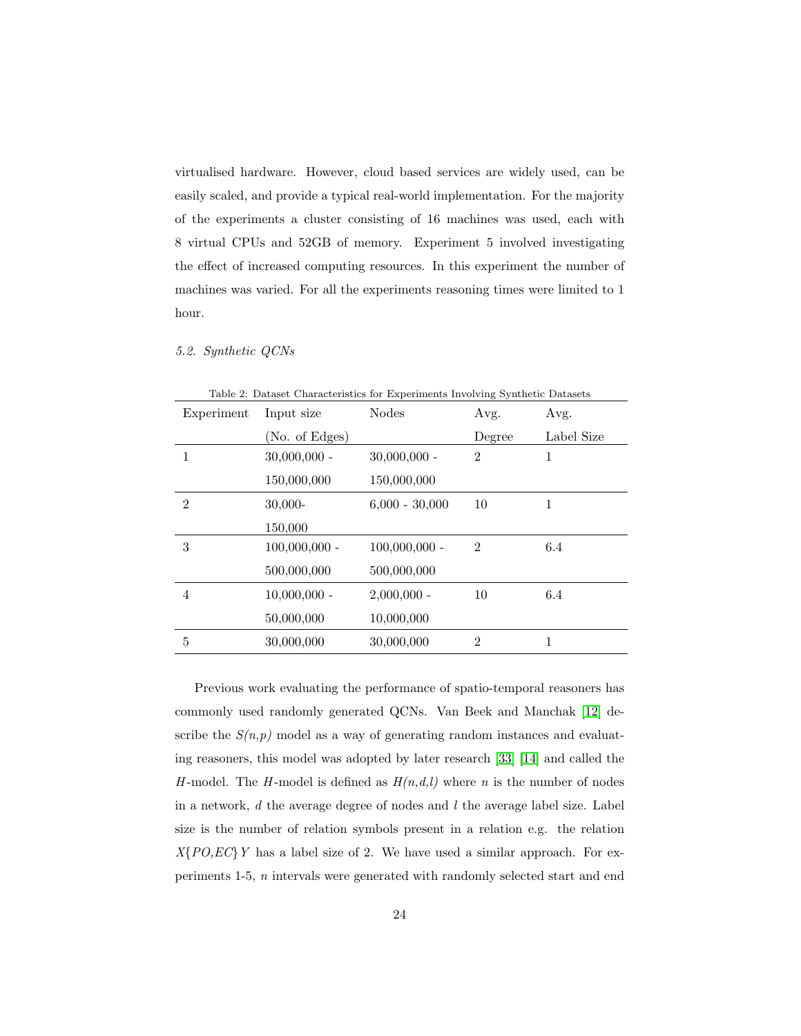virtualised hardware. However, cloud based services are widely used, can be easily scaled, and provide a typical real-world implementation. For the majority of the experiments a cluster consisting of 16 machines was used, each with 8 virtual CPUs and 52GB of memory. Experiment 5 involved investigating the effect of increased computing resources. In this experiment the number of machines was varied. For all the experiments reasoning times were limited to 1 hour.

### 5.2. Synthetic QCNs

Table 2: Dataset Characteristics for Experiments Involving Synthetic Datasets

| Experiment | Input size (No. of Edges) | Nodes | Avg. Degree | Avg. Label Size |
|---|---|---|---|---|
| 1 | 30,000,000 - 150,000,000 | 30,000,000 - 150,000,000 | 2 | 1 |
| 2 | 30,000- 150,000 | 6,000 - 30,000 | 10 | 1 |
| 3 | 100,000,000 - 500,000,000 | 100,000,000 - 500,000,000 | 2 | 6.4 |
| 4 | 10,000,000 - 50,000,000 | 2,000,000 - 10,000,000 | 10 | 6.4 |
| 5 | 30,000,000 | 30,000,000 | 2 | 1 |

Previous work evaluating the performance of spatio-temporal reasoners has commonly used randomly generated QCNs. Van Beek and Manchak [12] describe the *S(n,p)* model as a way of generating random instances and evaluating reasoners, this model was adopted by later research [33] [14] and called the *H*-model. The *H*-model is defined as *H(n,d,l)* where $n$ is the number of nodes in a network, $d$ the average degree of nodes and $l$ the average label size. Label size is the number of relation symbols present in a relation e.g. the relation $X\{PO,EC\}Y$ has a label size of 2. We have used a similar approach. For experiments 1-5, $n$ intervals were generated with randomly selected start and end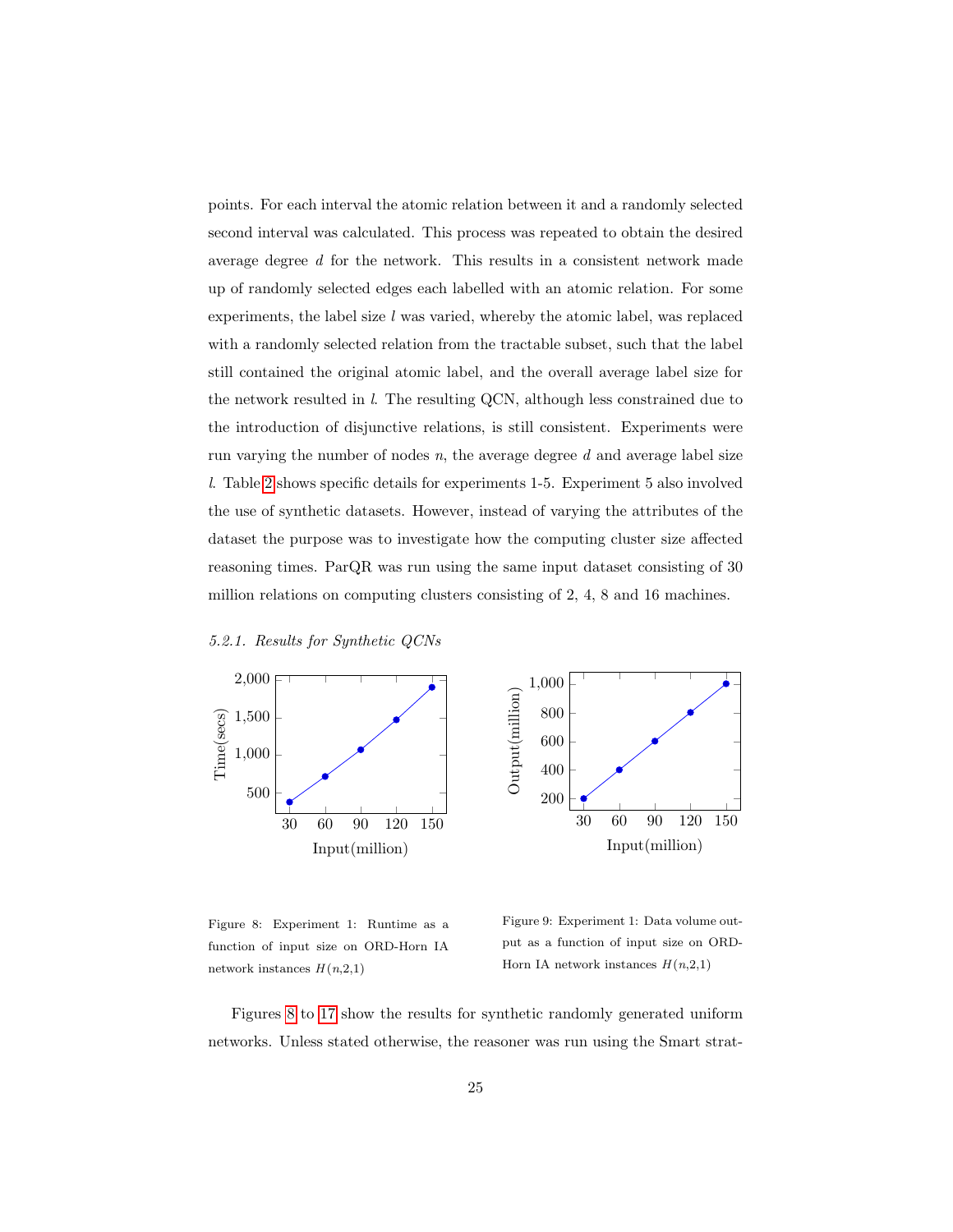points. For each interval the atomic relation between it and a randomly selected second interval was calculated. This process was repeated to obtain the desired average degree $d$ for the network. This results in a consistent network made up of randomly selected edges each labelled with an atomic relation. For some experiments, the label size $l$ was varied, whereby the atomic label, was replaced with a randomly selected relation from the tractable subset, such that the label still contained the original atomic label, and the overall average label size for the network resulted in $l$. The resulting QCN, although less constrained due to the introduction of disjunctive relations, is still consistent. Experiments were run varying the number of nodes $n$, the average degree $d$ and average label size $l$. Table 2 shows specific details for experiments 1-5. Experiment 5 also involved the use of synthetic datasets. However, instead of varying the attributes of the dataset the purpose was to investigate how the computing cluster size affected reasoning times. ParQR was run using the same input dataset consisting of 30 million relations on computing clusters consisting of 2, 4, 8 and 16 machines.

#### 5.2.1. Results for Synthetic QCNs

Figure 8: Experiment 1: Runtime as a function of input size on ORD-Horn IA network instances $H(n,2,1)$

Figure 9: Experiment 1: Data volume output as a function of input size on ORD-Horn IA network instances $H(n,2,1)$

Figures 8 to 17 show the results for synthetic randomly generated uniform networks. Unless stated otherwise, the reasoner was run using the Smart strat-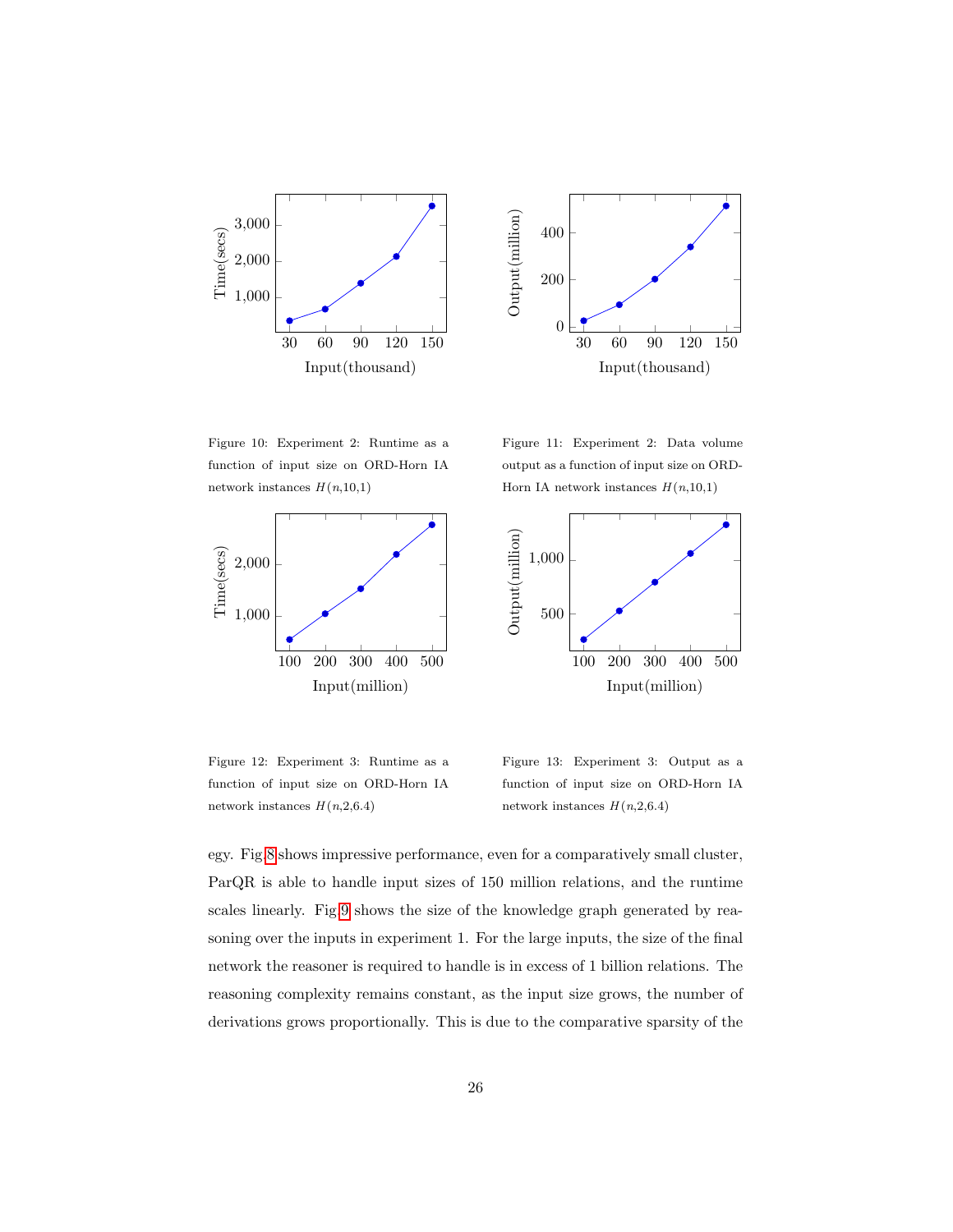Figure 10: Experiment 2: Runtime as a function of input size on ORD-Horn IA network instances $H(n,10,1)$

Figure 11: Experiment 2: Data volume output as a function of input size on ORD-Horn IA network instances $H(n,10,1)$

Figure 12: Experiment 3: Runtime as a function of input size on ORD-Horn IA network instances $H(n,2,6.4)$

Figure 13: Experiment 3: Output as a function of input size on ORD-Horn IA network instances $H(n,2,6.4)$

egy. Fig 8 shows impressive performance, even for a comparatively small cluster, ParQR is able to handle input sizes of 150 million relations, and the runtime scales linearly. Fig 9 shows the size of the knowledge graph generated by reasoning over the inputs in experiment 1. For the large inputs, the size of the final network the reasoner is required to handle is in excess of 1 billion relations. The reasoning complexity remains constant, as the input size grows, the number of derivations grows proportionally. This is due to the comparative sparsity of the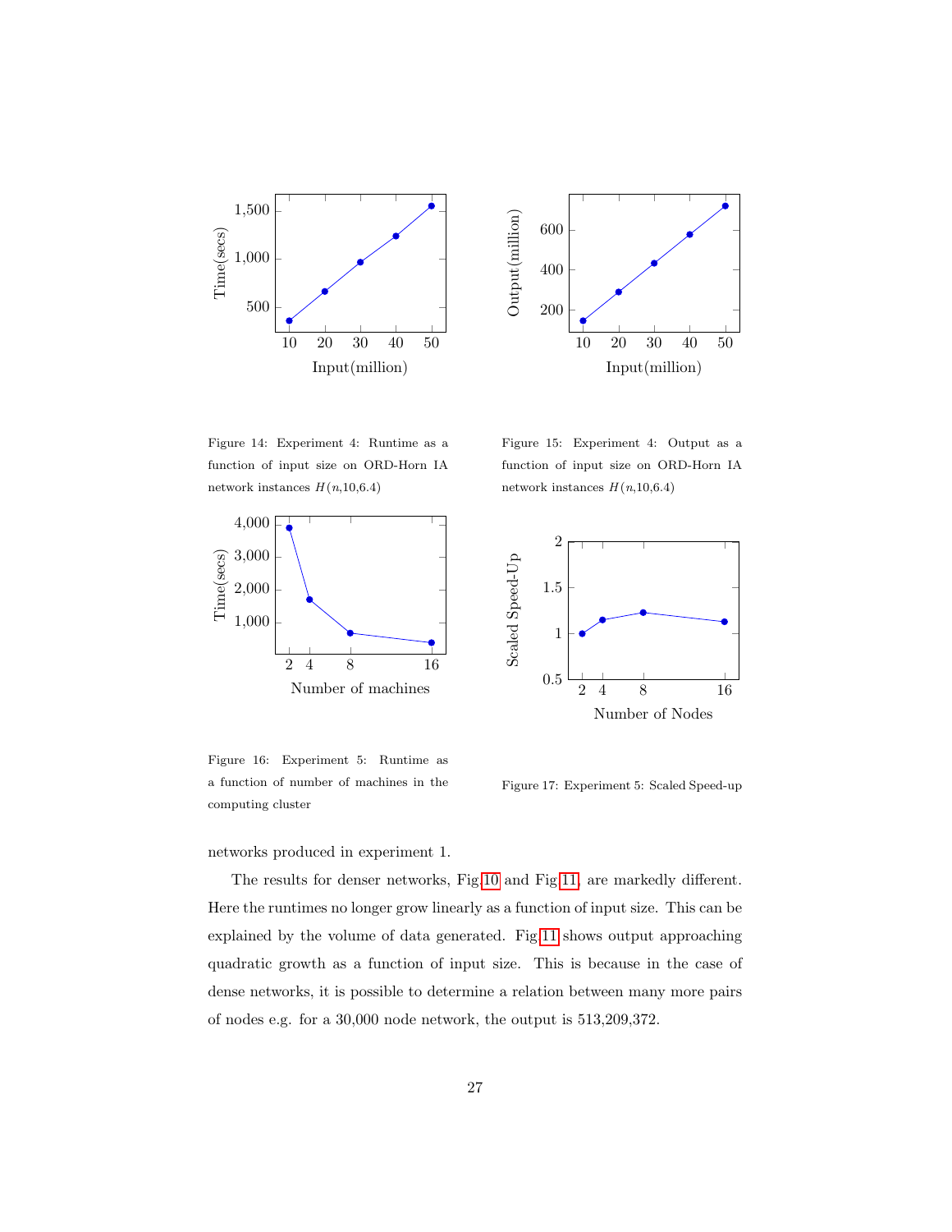Figure 14: Experiment 4: Runtime as a function of input size on ORD-Horn IA network instances $H(n,10,6.4)$

Figure 15: Experiment 4: Output as a function of input size on ORD-Horn IA network instances $H(n,10,6.4)$

Figure 16: Experiment 5: Runtime as a function of number of machines in the computing cluster

Figure 17: Experiment 5: Scaled Speed-up

networks produced in experiment 1.

The results for denser networks, Fig 10 and Fig 11, are markedly different. Here the runtimes no longer grow linearly as a function of input size. This can be explained by the volume of data generated. Fig 11 shows output approaching quadratic growth as a function of input size. This is because in the case of dense networks, it is possible to determine a relation between many more pairs of nodes e.g. for a 30,000 node network, the output is 513,209,372.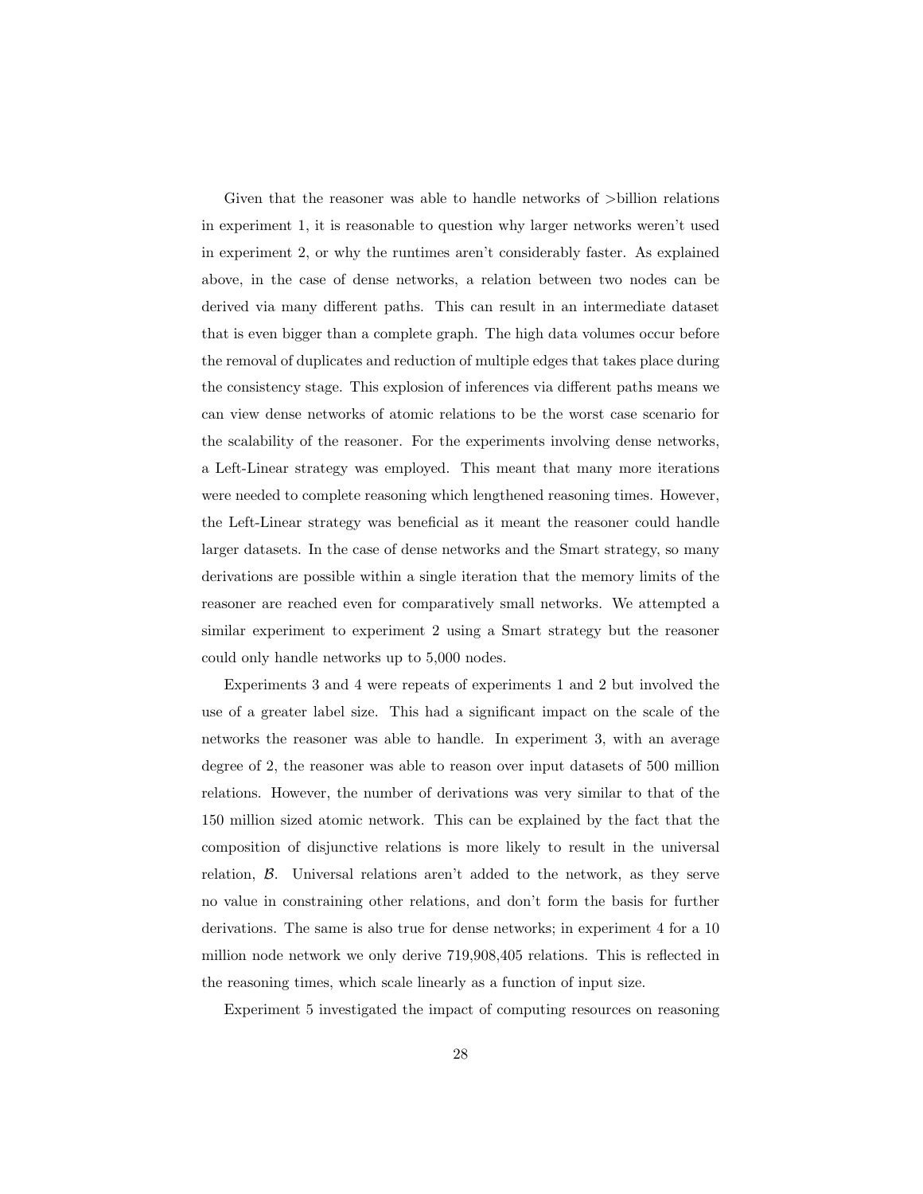Given that the reasoner was able to handle networks of >billion relations in experiment 1, it is reasonable to question why larger networks weren't used in experiment 2, or why the runtimes aren't considerably faster. As explained above, in the case of dense networks, a relation between two nodes can be derived via many different paths. This can result in an intermediate dataset that is even bigger than a complete graph. The high data volumes occur before the removal of duplicates and reduction of multiple edges that takes place during the consistency stage. This explosion of inferences via different paths means we can view dense networks of atomic relations to be the worst case scenario for the scalability of the reasoner. For the experiments involving dense networks, a Left-Linear strategy was employed. This meant that many more iterations were needed to complete reasoning which lengthened reasoning times. However, the Left-Linear strategy was beneficial as it meant the reasoner could handle larger datasets. In the case of dense networks and the Smart strategy, so many derivations are possible within a single iteration that the memory limits of the reasoner are reached even for comparatively small networks. We attempted a similar experiment to experiment 2 using a Smart strategy but the reasoner could only handle networks up to 5,000 nodes.

Experiments 3 and 4 were repeats of experiments 1 and 2 but involved the use of a greater label size. This had a significant impact on the scale of the networks the reasoner was able to handle. In experiment 3, with an average degree of 2, the reasoner was able to reason over input datasets of 500 million relations. However, the number of derivations was very similar to that of the 150 million sized atomic network. This can be explained by the fact that the composition of disjunctive relations is more likely to result in the universal relation, $\mathcal{B}$. Universal relations aren't added to the network, as they serve no value in constraining other relations, and don't form the basis for further derivations. The same is also true for dense networks; in experiment 4 for a 10 million node network we only derive 719,908,405 relations. This is reflected in the reasoning times, which scale linearly as a function of input size.

Experiment 5 investigated the impact of computing resources on reasoning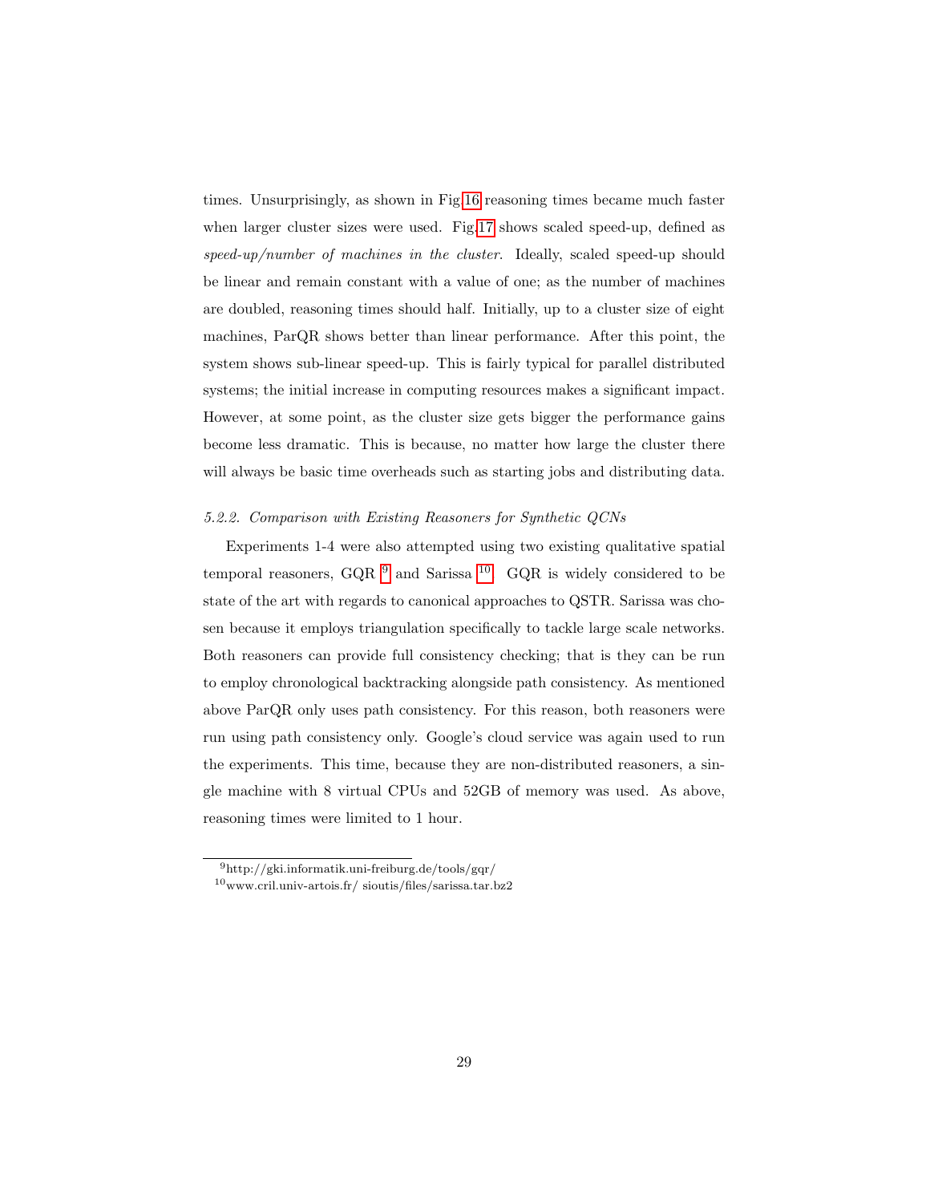times. Unsurprisingly, as shown in Fig 16 reasoning times became much faster when larger cluster sizes were used. Fig.17 shows scaled speed-up, defined as *speed-up/number of machines in the cluster*. Ideally, scaled speed-up should be linear and remain constant with a value of one; as the number of machines are doubled, reasoning times should half. Initially, up to a cluster size of eight machines, ParQR shows better than linear performance. After this point, the system shows sub-linear speed-up. This is fairly typical for parallel distributed systems; the initial increase in computing resources makes a significant impact. However, at some point, as the cluster size gets bigger the performance gains become less dramatic. This is because, no matter how large the cluster there will always be basic time overheads such as starting jobs and distributing data.

#### *5.2.2. Comparison with Existing Reasoners for Synthetic QCNs*

Experiments 1-4 were also attempted using two existing qualitative spatial temporal reasoners, GQR [9] and Sarissa [10]. GQR is widely considered to be state of the art with regards to canonical approaches to QSTR. Sarissa was chosen because it employs triangulation specifically to tackle large scale networks. Both reasoners can provide full consistency checking; that is they can be run to employ chronological backtracking alongside path consistency. As mentioned above ParQR only uses path consistency. For this reason, both reasoners were run using path consistency only. Google's cloud service was again used to run the experiments. This time, because they are non-distributed reasoners, a single machine with 8 virtual CPUs and 52GB of memory was used. As above, reasoning times were limited to 1 hour.

[9] http://gki.informatik.uni-freiburg.de/tools/gqr/

[10] www.cril.univ-artois.fr/ sioutis/files/sarissa.tar.bz2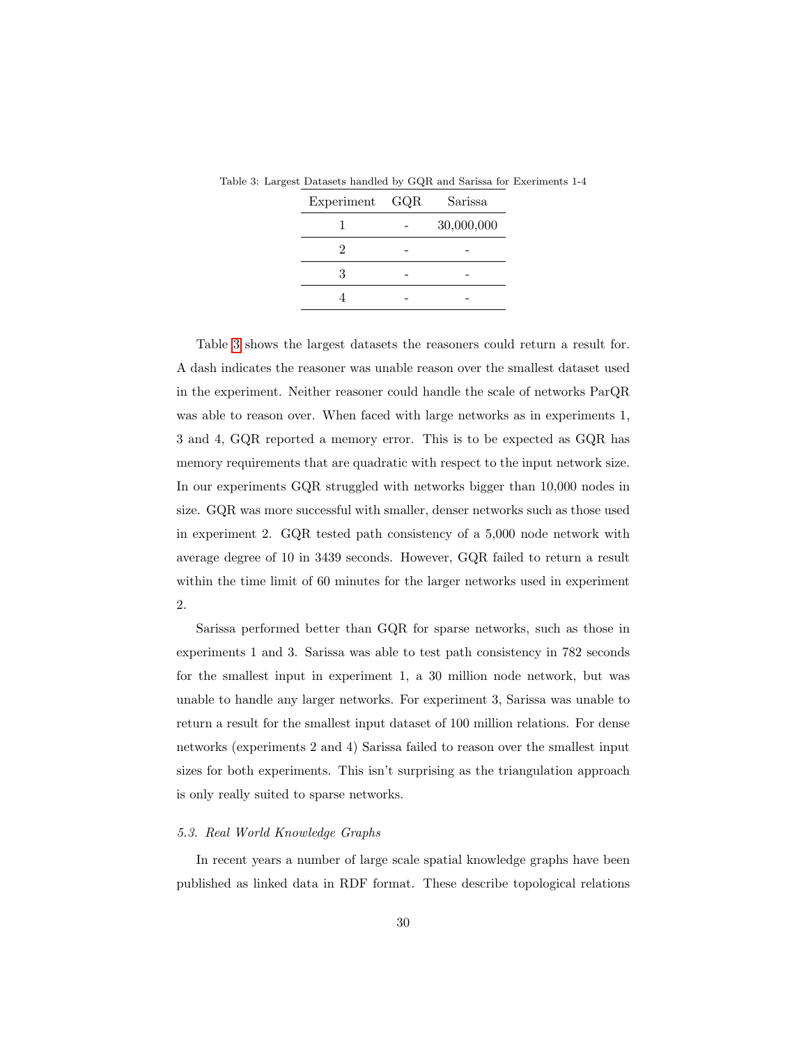Table 3: Largest Datasets handled by GQR and Sarissa for Exeriments 1-4

| Experiment | GQR | Sarissa |
|---|---|---|
| 1 | - | 30,000,000 |
| 2 | - | - |
| 3 | - | - |
| 4 | - | - |

Table 3 shows the largest datasets the reasoners could return a result for. A dash indicates the reasoner was unable reason over the smallest dataset used in the experiment. Neither reasoner could handle the scale of networks ParQR was able to reason over. When faced with large networks as in experiments 1, 3 and 4, GQR reported a memory error. This is to be expected as GQR has memory requirements that are quadratic with respect to the input network size. In our experiments GQR struggled with networks bigger than 10,000 nodes in size. GQR was more successful with smaller, denser networks such as those used in experiment 2. GQR tested path consistency of a 5,000 node network with average degree of 10 in 3439 seconds. However, GQR failed to return a result within the time limit of 60 minutes for the larger networks used in experiment 2.

Sarissa performed better than GQR for sparse networks, such as those in experiments 1 and 3. Sarissa was able to test path consistency in 782 seconds for the smallest input in experiment 1, a 30 million node network, but was unable to handle any larger networks. For experiment 3, Sarissa was unable to return a result for the smallest input dataset of 100 million relations. For dense networks (experiments 2 and 4) Sarissa failed to reason over the smallest input sizes for both experiments. This isn't surprising as the triangulation approach is only really suited to sparse networks.

### *5.3. Real World Knowledge Graphs*

In recent years a number of large scale spatial knowledge graphs have been published as linked data in RDF format. These describe topological relations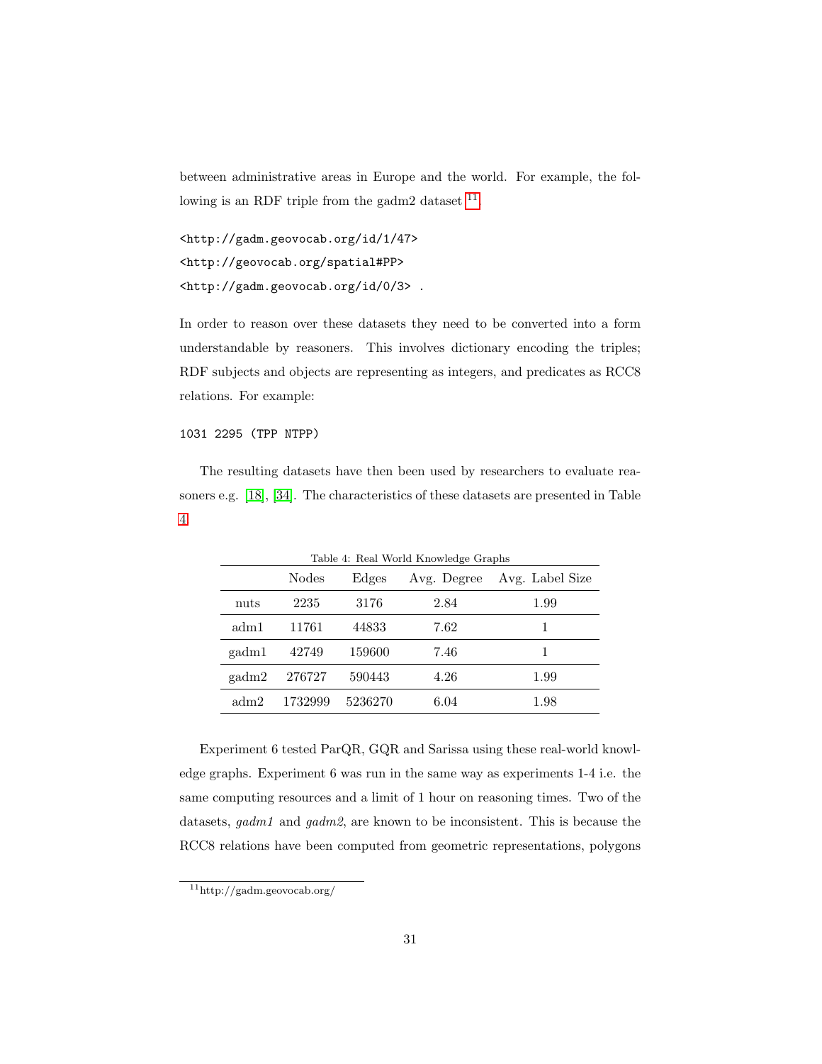between administrative areas in Europe and the world. For example, the following is an RDF triple from the gadm2 dataset [11].

```
<http://gadm.geovocab.org/id/1/47>
<http://geovocab.org/spatial#PP>
<http://gadm.geovocab.org/id/0/3> .
```

In order to reason over these datasets they need to be converted into a form understandable by reasoners. This involves dictionary encoding the triples; RDF subjects and objects are representing as integers, and predicates as RCC8 relations. For example:

```
1031 2295 (TPP NTPP)
```

The resulting datasets have then been used by researchers to evaluate reasoners e.g. [18], [34]. The characteristics of these datasets are presented in Table 4.

Table 4: Real World Knowledge Graphs

| | Nodes | Edges | Avg. Degree | Avg. Label Size |
|---|---|---|---|---|
| nuts | 2235 | 3176 | 2.84 | 1.99 |
| adm1 | 11761 | 44833 | 7.62 | 1 |
| gadm1 | 42749 | 159600 | 7.46 | 1 |
| gadm2 | 276727 | 590443 | 4.26 | 1.99 |
| adm2 | 1732999 | 5236270 | 6.04 | 1.98 |

Experiment 6 tested ParQR, GQR and Sarissa using these real-world knowledge graphs. Experiment 6 was run in the same way as experiments 1-4 i.e. the same computing resources and a limit of 1 hour on reasoning times. Two of the datasets, *gadm1* and *gadm2*, are known to be inconsistent. This is because the RCC8 relations have been computed from geometric representations, polygons

[11] http://gadm.geovocab.org/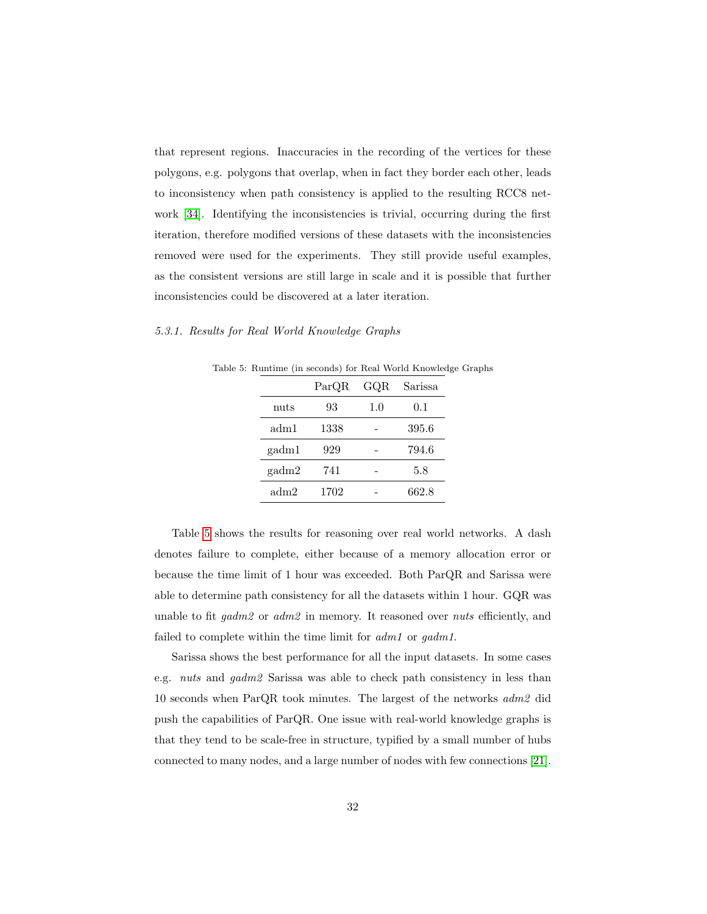that represent regions. Inaccuracies in the recording of the vertices for these polygons, e.g. polygons that overlap, when in fact they border each other, leads to inconsistency when path consistency is applied to the resulting RCC8 network [34]. Identifying the inconsistencies is trivial, occurring during the first iteration, therefore modified versions of these datasets with the inconsistencies removed were used for the experiments. They still provide useful examples, as the consistent versions are still large in scale and it is possible that further inconsistencies could be discovered at a later iteration.

#### *5.3.1. Results for Real World Knowledge Graphs*

Table 5: Runtime (in seconds) for Real World Knowledge Graphs

| | ParQR | GQR | Sarissa |
|---|---|---|---|
| nuts | 93 | 1.0 | 0.1 |
| adm1 | 1338 | - | 395.6 |
| gadm1 | 929 | - | 794.6 |
| gadm2 | 741 | - | 5.8 |
| adm2 | 1702 | - | 662.8 |

Table 5 shows the results for reasoning over real world networks. A dash denotes failure to complete, either because of a memory allocation error or because the time limit of 1 hour was exceeded. Both ParQR and Sarissa were able to determine path consistency for all the datasets within 1 hour. GQR was unable to fit *gadm2* or *adm2* in memory. It reasoned over *nuts* efficiently, and failed to complete within the time limit for *adm1* or *gadm1*.

Sarissa shows the best performance for all the input datasets. In some cases e.g. *nuts* and *gadm2* Sarissa was able to check path consistency in less than 10 seconds when ParQR took minutes. The largest of the networks *adm2* did push the capabilities of ParQR. One issue with real-world knowledge graphs is that they tend to be scale-free in structure, typified by a small number of hubs connected to many nodes, and a large number of nodes with few connections [21].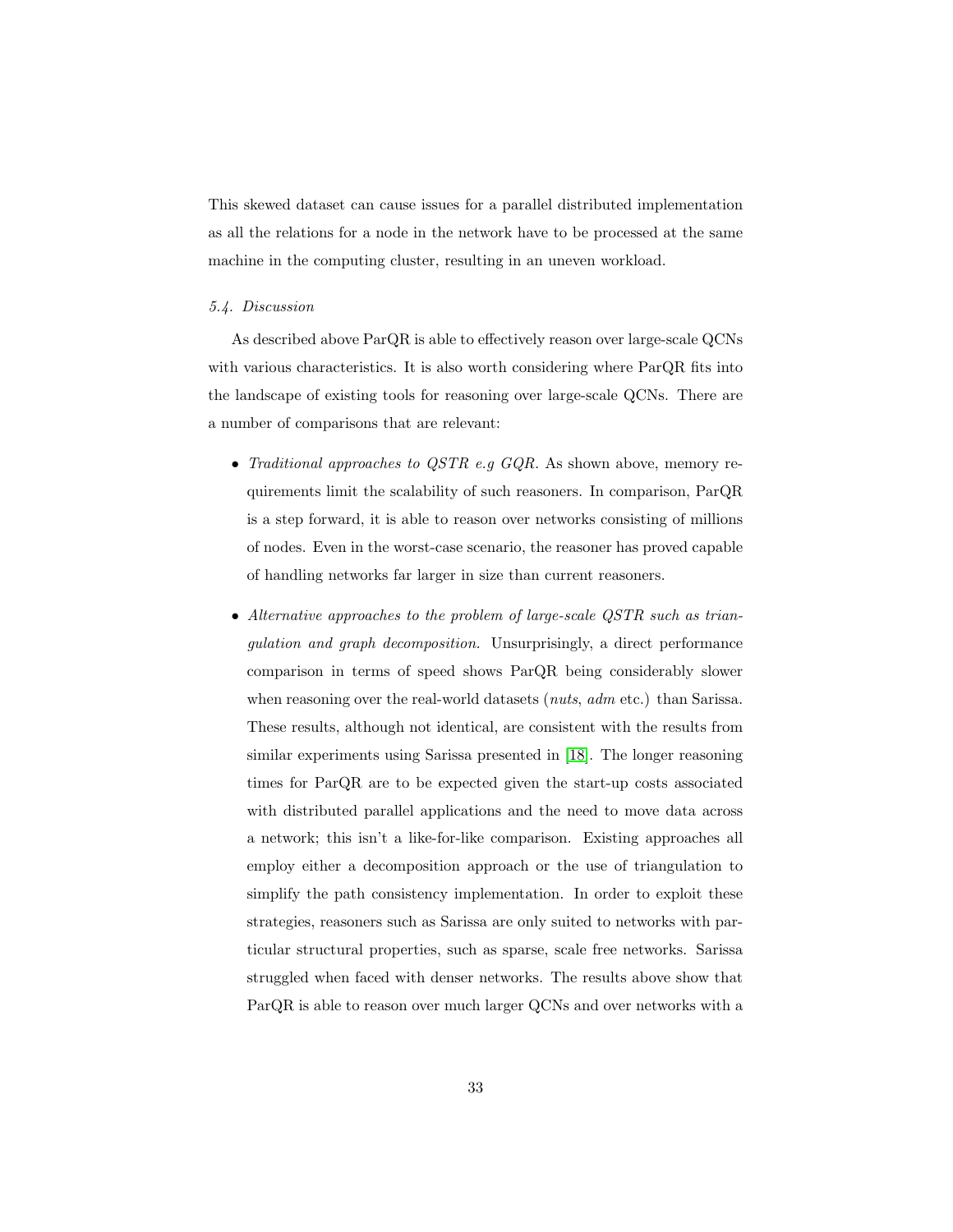This skewed dataset can cause issues for a parallel distributed implementation as all the relations for a node in the network have to be processed at the same machine in the computing cluster, resulting in an uneven workload.

### *5.4. Discussion*

As described above ParQR is able to effectively reason over large-scale QCNs with various characteristics. It is also worth considering where ParQR fits into the landscape of existing tools for reasoning over large-scale QCNs. There are a number of comparisons that are relevant:

- *Traditional approaches to QSTR e.g GQR.* As shown above, memory requirements limit the scalability of such reasoners. In comparison, ParQR is a step forward, it is able to reason over networks consisting of millions of nodes. Even in the worst-case scenario, the reasoner has proved capable of handling networks far larger in size than current reasoners.
- *Alternative approaches to the problem of large-scale QSTR such as triangulation and graph decomposition.* Unsurprisingly, a direct performance comparison in terms of speed shows ParQR being considerably slower when reasoning over the real-world datasets (*nuts*, *adm* etc.) than Sarissa. These results, although not identical, are consistent with the results from similar experiments using Sarissa presented in [18]. The longer reasoning times for ParQR are to be expected given the start-up costs associated with distributed parallel applications and the need to move data across a network; this isn't a like-for-like comparison. Existing approaches all employ either a decomposition approach or the use of triangulation to simplify the path consistency implementation. In order to exploit these strategies, reasoners such as Sarissa are only suited to networks with particular structural properties, such as sparse, scale free networks. Sarissa struggled when faced with denser networks. The results above show that ParQR is able to reason over much larger QCNs and over networks with a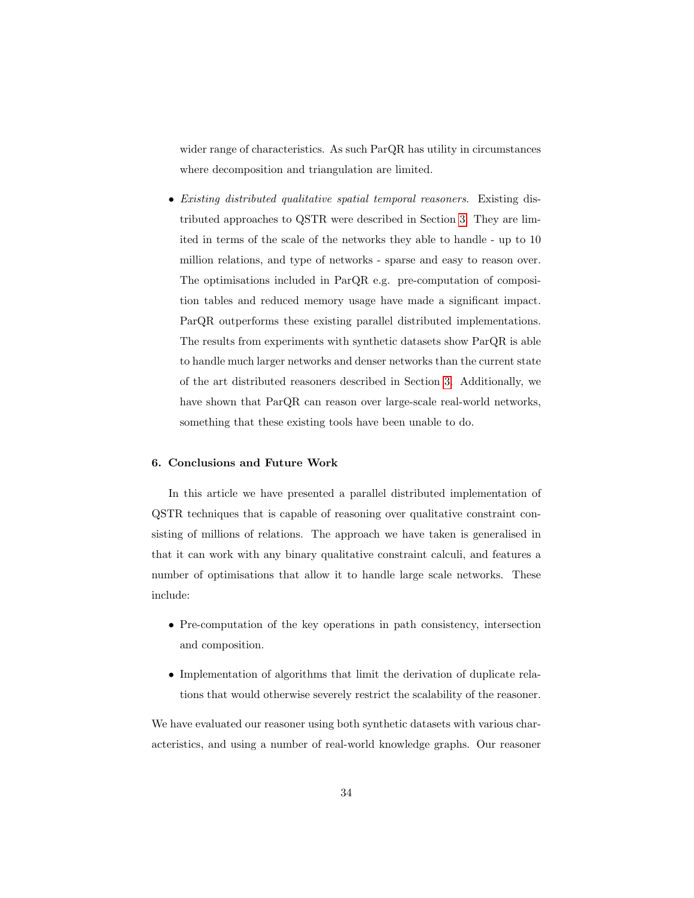wider range of characteristics. As such ParQR has utility in circumstances where decomposition and triangulation are limited.

- *Existing distributed qualitative spatial temporal reasoners.* Existing distributed approaches to QSTR were described in Section 3. They are limited in terms of the scale of the networks they able to handle - up to 10 million relations, and type of networks - sparse and easy to reason over. The optimisations included in ParQR e.g. pre-computation of composition tables and reduced memory usage have made a significant impact. ParQR outperforms these existing parallel distributed implementations. The results from experiments with synthetic datasets show ParQR is able to handle much larger networks and denser networks than the current state of the art distributed reasoners described in Section 3. Additionally, we have shown that ParQR can reason over large-scale real-world networks, something that these existing tools have been unable to do.

## 6. Conclusions and Future Work

In this article we have presented a parallel distributed implementation of QSTR techniques that is capable of reasoning over qualitative constraint consisting of millions of relations. The approach we have taken is generalised in that it can work with any binary qualitative constraint calculi, and features a number of optimisations that allow it to handle large scale networks. These include:

- Pre-computation of the key operations in path consistency, intersection and composition.
- Implementation of algorithms that limit the derivation of duplicate relations that would otherwise severely restrict the scalability of the reasoner.

We have evaluated our reasoner using both synthetic datasets with various characteristics, and using a number of real-world knowledge graphs. Our reasoner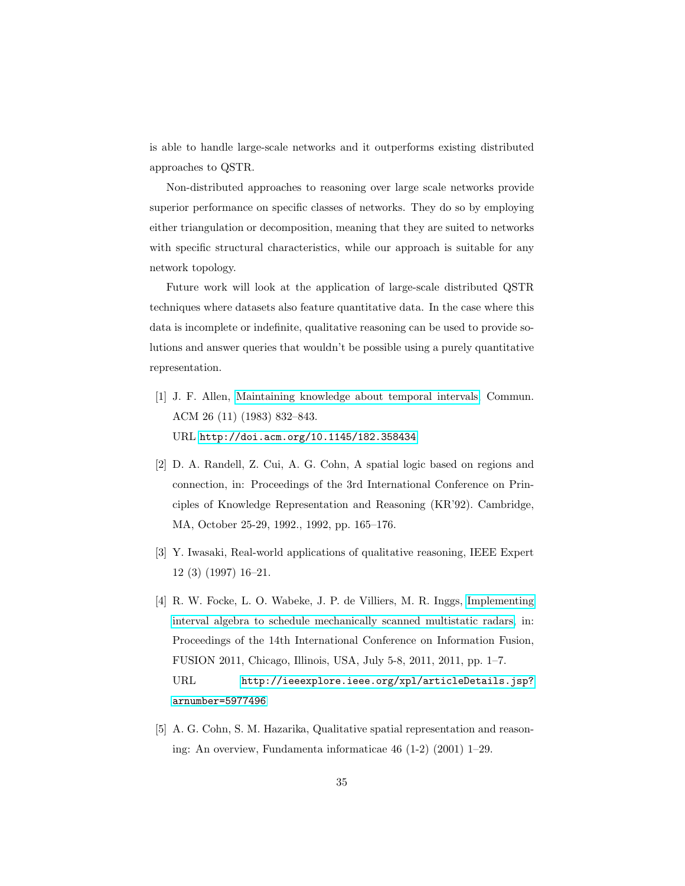is able to handle large-scale networks and it outperforms existing distributed approaches to QSTR.

Non-distributed approaches to reasoning over large scale networks provide superior performance on specific classes of networks. They do so by employing either triangulation or decomposition, meaning that they are suited to networks with specific structural characteristics, while our approach is suitable for any network topology.

Future work will look at the application of large-scale distributed QSTR techniques where datasets also feature quantitative data. In the case where this data is incomplete or indefinite, qualitative reasoning can be used to provide solutions and answer queries that wouldn't be possible using a purely quantitative representation.

[1] J. F. Allen, Maintaining knowledge about temporal intervals, Commun. ACM 26 (11) (1983) 832–843.
URL http://doi.acm.org/10.1145/182.358434

[2] D. A. Randell, Z. Cui, A. G. Cohn, A spatial logic based on regions and connection, in: Proceedings of the 3rd International Conference on Principles of Knowledge Representation and Reasoning (KR'92). Cambridge, MA, October 25-29, 1992., 1992, pp. 165–176.

[3] Y. Iwasaki, Real-world applications of qualitative reasoning, IEEE Expert 12 (3) (1997) 16–21.

[4] R. W. Focke, L. O. Wabeke, J. P. de Villiers, M. R. Inggs, Implementing interval algebra to schedule mechanically scanned multistatic radars, in: Proceedings of the 14th International Conference on Information Fusion, FUSION 2011, Chicago, Illinois, USA, July 5-8, 2011, 2011, pp. 1–7.
URL http://ieeexplore.ieee.org/xpl/articleDetails.jsp?arnumber=5977496

[5] A. G. Cohn, S. M. Hazarika, Qualitative spatial representation and reasoning: An overview, Fundamenta informaticae 46 (1-2) (2001) 1–29.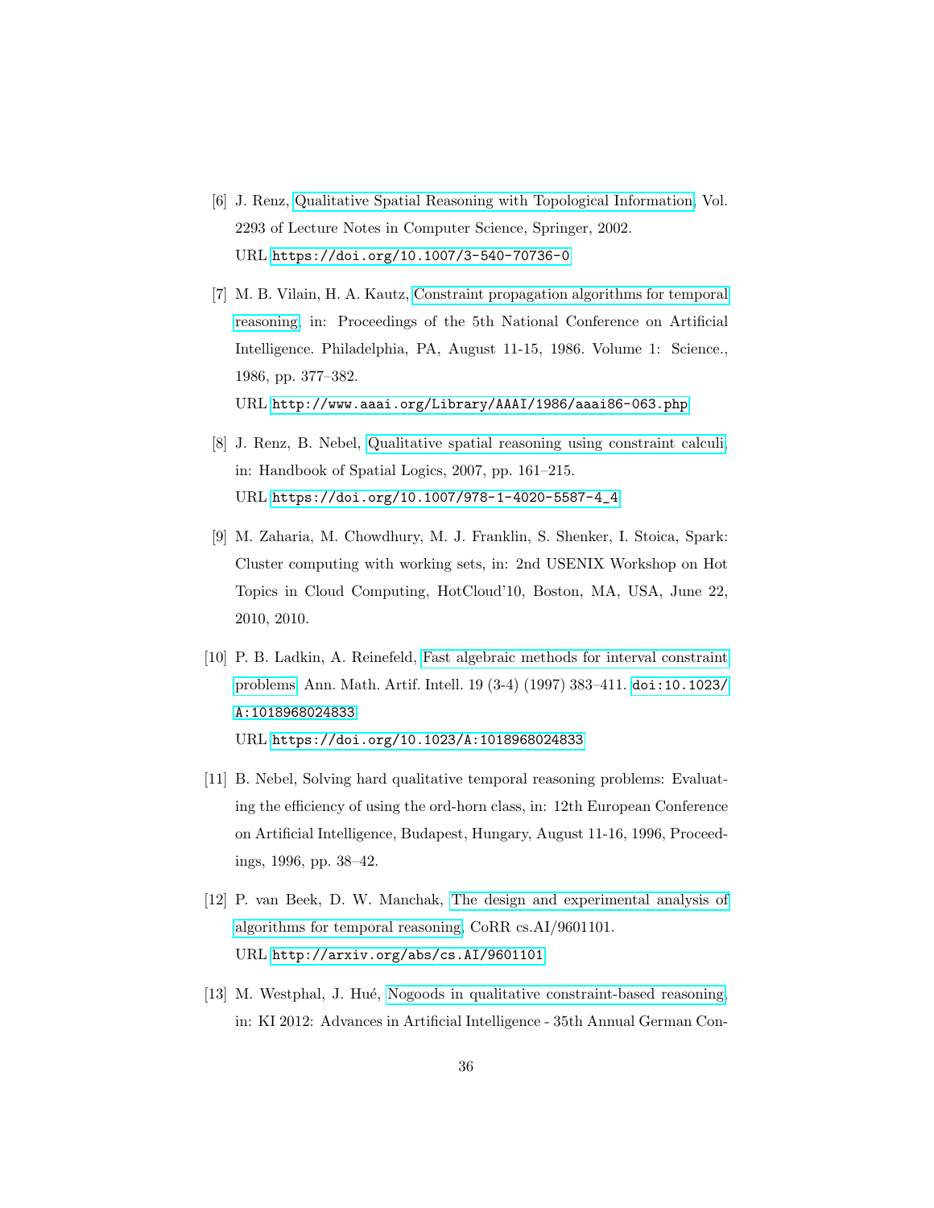[6] J. Renz, Qualitative Spatial Reasoning with Topological Information, Vol. 2293 of Lecture Notes in Computer Science, Springer, 2002.
URL https://doi.org/10.1007/3-540-70736-0

[7] M. B. Vilain, H. A. Kautz, Constraint propagation algorithms for temporal reasoning, in: Proceedings of the 5th National Conference on Artificial Intelligence. Philadelphia, PA, August 11-15, 1986. Volume 1: Science., 1986, pp. 377–382.
URL http://www.aaai.org/Library/AAAI/1986/aaai86-063.php

[8] J. Renz, B. Nebel, Qualitative spatial reasoning using constraint calculi, in: Handbook of Spatial Logics, 2007, pp. 161–215.
URL https://doi.org/10.1007/978-1-4020-5587-4_4

[9] M. Zaharia, M. Chowdhury, M. J. Franklin, S. Shenker, I. Stoica, Spark: Cluster computing with working sets, in: 2nd USENIX Workshop on Hot Topics in Cloud Computing, HotCloud'10, Boston, MA, USA, June 22, 2010, 2010.

[10] P. B. Ladkin, A. Reinefeld, Fast algebraic methods for interval constraint problems, Ann. Math. Artif. Intell. 19 (3-4) (1997) 383–411. doi:10.1023/A:1018968024833.
URL https://doi.org/10.1023/A:1018968024833

[11] B. Nebel, Solving hard qualitative temporal reasoning problems: Evaluating the efficiency of using the ord-horn class, in: 12th European Conference on Artificial Intelligence, Budapest, Hungary, August 11-16, 1996, Proceedings, 1996, pp. 38–42.

[12] P. van Beek, D. W. Manchak, The design and experimental analysis of algorithms for temporal reasoning, CoRR cs.AI/9601101.
URL http://arxiv.org/abs/cs.AI/9601101

[13] M. Westphal, J. Hué, Nogoods in qualitative constraint-based reasoning, in: KI 2012: Advances in Artificial Intelligence - 35th Annual German Con-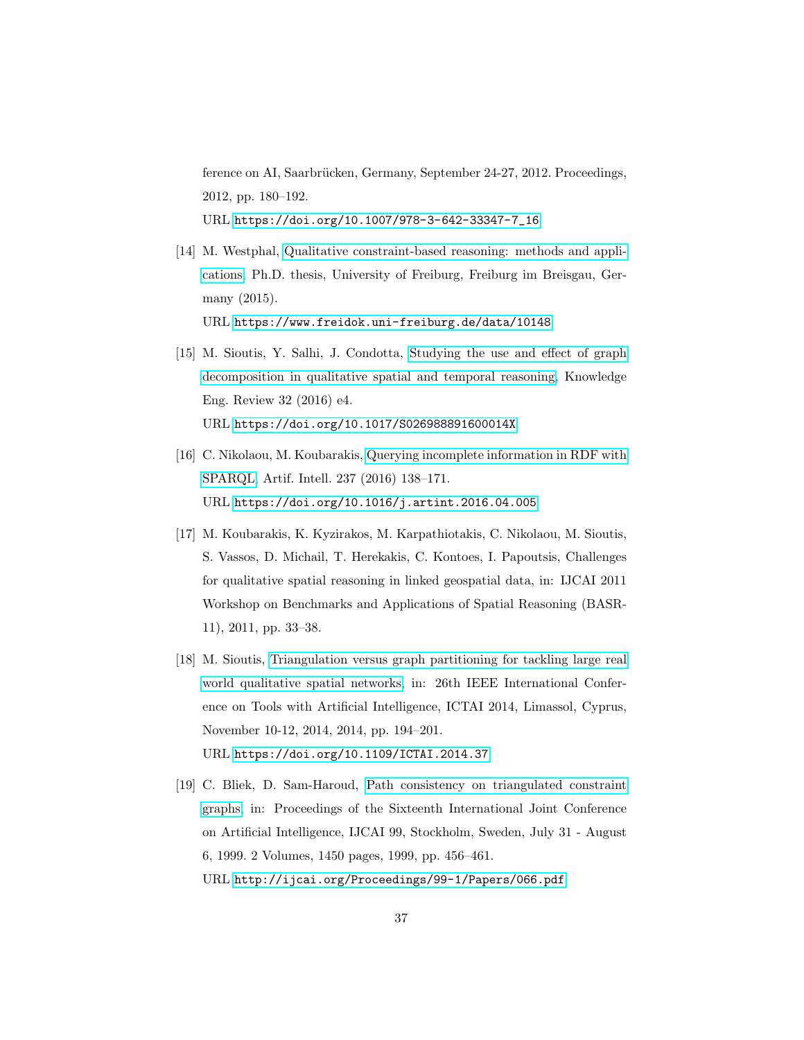ference on AI, Saarbrücken, Germany, September 24-27, 2012. Proceedings, 2012, pp. 180–192.
URL https://doi.org/10.1007/978-3-642-33347-7_16

[14] M. Westphal, Qualitative constraint-based reasoning: methods and applications, Ph.D. thesis, University of Freiburg, Freiburg im Breisgau, Germany (2015).
URL https://www.freidok.uni-freiburg.de/data/10148

[15] M. Sioutis, Y. Salhi, J. Condotta, Studying the use and effect of graph decomposition in qualitative spatial and temporal reasoning, Knowledge Eng. Review 32 (2016) e4.
URL https://doi.org/10.1017/S026988891600014X

[16] C. Nikolaou, M. Koubarakis, Querying incomplete information in RDF with SPARQL, Artif. Intell. 237 (2016) 138–171.
URL https://doi.org/10.1016/j.artint.2016.04.005

[17] M. Koubarakis, K. Kyzirakos, M. Karpathiotakis, C. Nikolaou, M. Sioutis, S. Vassos, D. Michail, T. Herekakis, C. Kontoes, I. Papoutsis, Challenges for qualitative spatial reasoning in linked geospatial data, in: IJCAI 2011 Workshop on Benchmarks and Applications of Spatial Reasoning (BASR-11), 2011, pp. 33–38.

[18] M. Sioutis, Triangulation versus graph partitioning for tackling large real world qualitative spatial networks, in: 26th IEEE International Conference on Tools with Artificial Intelligence, ICTAI 2014, Limassol, Cyprus, November 10-12, 2014, 2014, pp. 194–201.
URL https://doi.org/10.1109/ICTAI.2014.37

[19] C. Bliek, D. Sam-Haroud, Path consistency on triangulated constraint graphs, in: Proceedings of the Sixteenth International Joint Conference on Artificial Intelligence, IJCAI 99, Stockholm, Sweden, July 31 - August 6, 1999. 2 Volumes, 1450 pages, 1999, pp. 456–461.
URL http://ijcai.org/Proceedings/99-1/Papers/066.pdf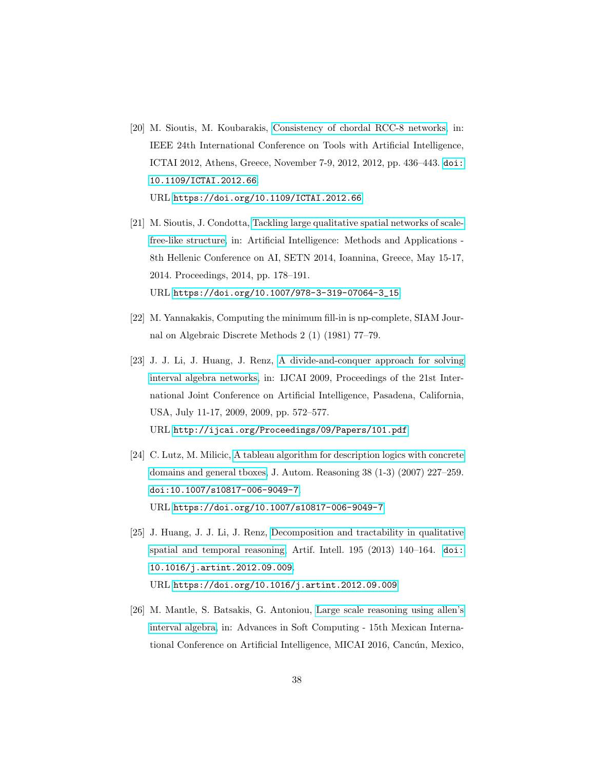[20] M. Sioutis, M. Koubarakis, Consistency of chordal RCC-8 networks, in: IEEE 24th International Conference on Tools with Artificial Intelligence, ICTAI 2012, Athens, Greece, November 7-9, 2012, 2012, pp. 436–443. doi:10.1109/ICTAI.2012.66.
URL https://doi.org/10.1109/ICTAI.2012.66

[21] M. Sioutis, J. Condotta, Tackling large qualitative spatial networks of scale-free-like structure, in: Artificial Intelligence: Methods and Applications - 8th Hellenic Conference on AI, SETN 2014, Ioannina, Greece, May 15-17, 2014. Proceedings, 2014, pp. 178–191.
URL https://doi.org/10.1007/978-3-319-07064-3_15

[22] M. Yannakakis, Computing the minimum fill-in is np-complete, SIAM Journal on Algebraic Discrete Methods 2 (1) (1981) 77–79.

[23] J. J. Li, J. Huang, J. Renz, A divide-and-conquer approach for solving interval algebra networks, in: IJCAI 2009, Proceedings of the 21st International Joint Conference on Artificial Intelligence, Pasadena, California, USA, July 11-17, 2009, 2009, pp. 572–577.
URL http://ijcai.org/Proceedings/09/Papers/101.pdf

[24] C. Lutz, M. Milicic, A tableau algorithm for description logics with concrete domains and general tboxes, J. Autom. Reasoning 38 (1-3) (2007) 227–259. doi:10.1007/s10817-006-9049-7.
URL https://doi.org/10.1007/s10817-006-9049-7

[25] J. Huang, J. J. Li, J. Renz, Decomposition and tractability in qualitative spatial and temporal reasoning, Artif. Intell. 195 (2013) 140–164. doi:10.1016/j.artint.2012.09.009.
URL https://doi.org/10.1016/j.artint.2012.09.009

[26] M. Mantle, S. Batsakis, G. Antoniou, Large scale reasoning using allen's interval algebra, in: Advances in Soft Computing - 15th Mexican International Conference on Artificial Intelligence, MICAI 2016, Cancún, Mexico,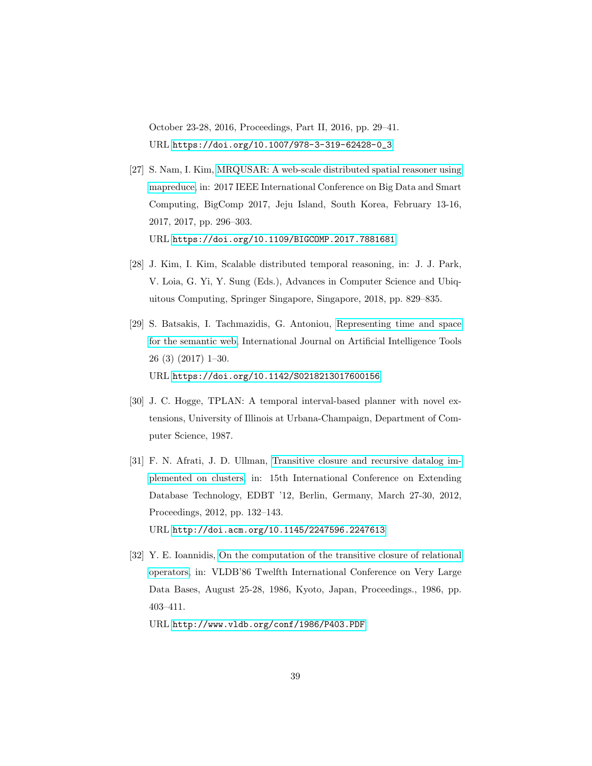October 23-28, 2016, Proceedings, Part II, 2016, pp. 29–41.
URL https://doi.org/10.1007/978-3-319-62428-0_3

[27] S. Nam, I. Kim, MRQUSAR: A web-scale distributed spatial reasoner using mapreduce, in: 2017 IEEE International Conference on Big Data and Smart Computing, BigComp 2017, Jeju Island, South Korea, February 13-16, 2017, 2017, pp. 296–303.
URL https://doi.org/10.1109/BIGCOMP.2017.7881681

[28] J. Kim, I. Kim, Scalable distributed temporal reasoning, in: J. J. Park, V. Loia, G. Yi, Y. Sung (Eds.), Advances in Computer Science and Ubiquitous Computing, Springer Singapore, Singapore, 2018, pp. 829–835.

[29] S. Batsakis, I. Tachmazidis, G. Antoniou, Representing time and space for the semantic web, International Journal on Artificial Intelligence Tools 26 (3) (2017) 1–30.
URL https://doi.org/10.1142/S0218213017600156

[30] J. C. Hogge, TPLAN: A temporal interval-based planner with novel extensions, University of Illinois at Urbana-Champaign, Department of Computer Science, 1987.

[31] F. N. Afrati, J. D. Ullman, Transitive closure and recursive datalog implemented on clusters, in: 15th International Conference on Extending Database Technology, EDBT '12, Berlin, Germany, March 27-30, 2012, Proceedings, 2012, pp. 132–143.
URL http://doi.acm.org/10.1145/2247596.2247613

[32] Y. E. Ioannidis, On the computation of the transitive closure of relational operators, in: VLDB'86 Twelfth International Conference on Very Large Data Bases, August 25-28, 1986, Kyoto, Japan, Proceedings., 1986, pp. 403–411.
URL http://www.vldb.org/conf/1986/P403.PDF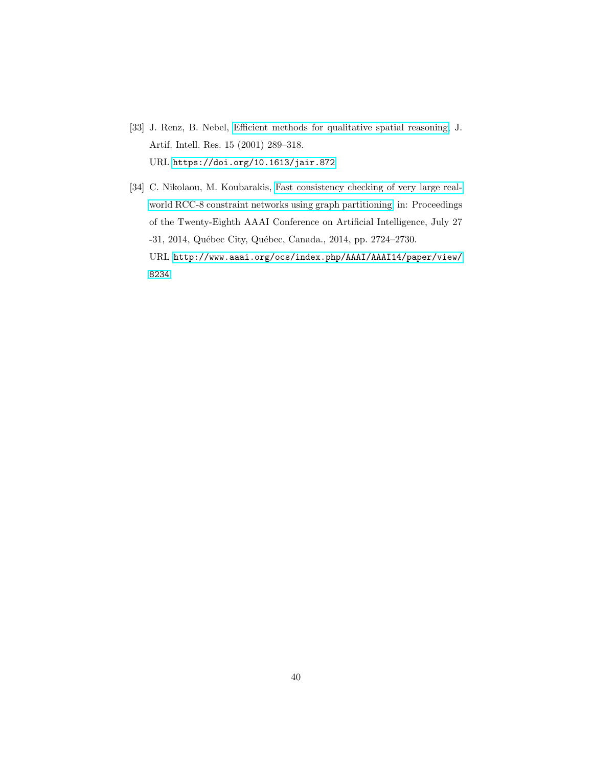[33] J. Renz, B. Nebel, Efficient methods for qualitative spatial reasoning, J. Artif. Intell. Res. 15 (2001) 289–318.
URL https://doi.org/10.1613/jair.872

[34] C. Nikolaou, M. Koubarakis, Fast consistency checking of very large real-world RCC-8 constraint networks using graph partitioning, in: Proceedings of the Twenty-Eighth AAAI Conference on Artificial Intelligence, July 27 -31, 2014, Québec City, Québec, Canada., 2014, pp. 2724–2730.
URL http://www.aaai.org/ocs/index.php/AAAI/AAAI14/paper/view/8234